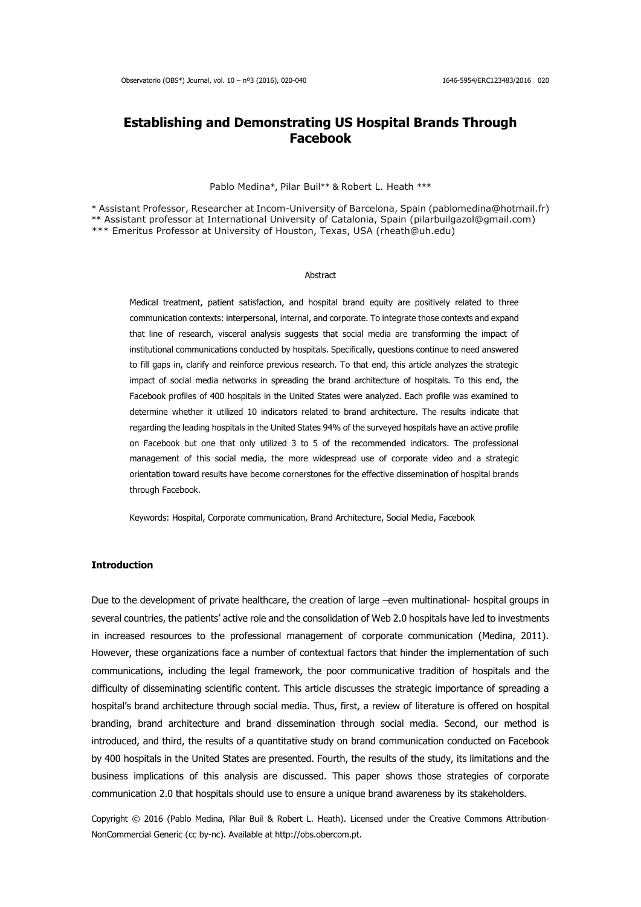# Establishing and Demonstrating US Hospital Brands Through Facebook

Pablo Medina*, Pilar Buil** & Robert L. Heath ***

\* Assistant Professor, Researcher at Incom-University of Barcelona, Spain (pablomedina@hotmail.fr)
** Assistant professor at International University of Catalonia, Spain (pilarbuilgazol@gmail.com)
*** Emeritus Professor at University of Houston, Texas, USA (rheath@uh.edu)

## Abstract

Medical treatment, patient satisfaction, and hospital brand equity are positively related to three communication contexts: interpersonal, internal, and corporate. To integrate those contexts and expand that line of research, visceral analysis suggests that social media are transforming the impact of institutional communications conducted by hospitals. Specifically, questions continue to need answered to fill gaps in, clarify and reinforce previous research. To that end, this article analyzes the strategic impact of social media networks in spreading the brand architecture of hospitals. To this end, the Facebook profiles of 400 hospitals in the United States were analyzed. Each profile was examined to determine whether it utilized 10 indicators related to brand architecture. The results indicate that regarding the leading hospitals in the United States 94% of the surveyed hospitals have an active profile on Facebook but one that only utilized 3 to 5 of the recommended indicators. The professional management of this social media, the more widespread use of corporate video and a strategic orientation toward results have become cornerstones for the effective dissemination of hospital brands through Facebook.

Keywords: Hospital, Corporate communication, Brand Architecture, Social Media, Facebook

## Introduction

Due to the development of private healthcare, the creation of large –even multinational- hospital groups in several countries, the patients' active role and the consolidation of Web 2.0 hospitals have led to investments in increased resources to the professional management of corporate communication (Medina, 2011). However, these organizations face a number of contextual factors that hinder the implementation of such communications, including the legal framework, the poor communicative tradition of hospitals and the difficulty of disseminating scientific content. This article discusses the strategic importance of spreading a hospital's brand architecture through social media. Thus, first, a review of literature is offered on hospital branding, brand architecture and brand dissemination through social media. Second, our method is introduced, and third, the results of a quantitative study on brand communication conducted on Facebook by 400 hospitals in the United States are presented. Fourth, the results of the study, its limitations and the business implications of this analysis are discussed. This paper shows those strategies of corporate communication 2.0 that hospitals should use to ensure a unique brand awareness by its stakeholders.

Copyright © 2016 (Pablo Medina, Pilar Buil & Robert L. Heath). Licensed under the Creative Commons Attribution-NonCommercial Generic (cc by-nc). Available at http://obs.obercom.pt.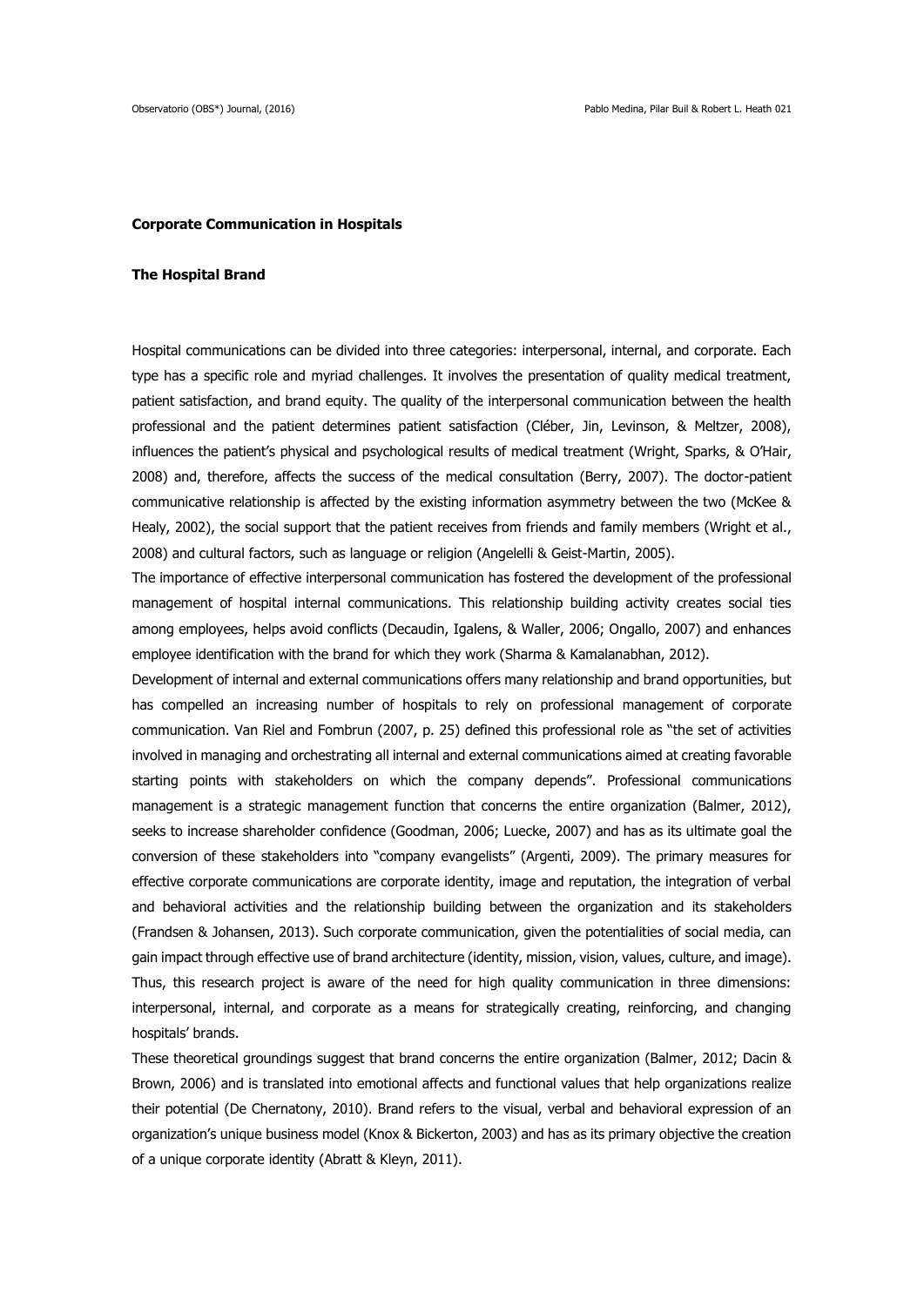**Corporate Communication in Hospitals**

**The Hospital Brand**

Hospital communications can be divided into three categories: interpersonal, internal, and corporate. Each type has a specific role and myriad challenges. It involves the presentation of quality medical treatment, patient satisfaction, and brand equity. The quality of the interpersonal communication between the health professional and the patient determines patient satisfaction (Cléber, Jin, Levinson, & Meltzer, 2008), influences the patient's physical and psychological results of medical treatment (Wright, Sparks, & O'Hair, 2008) and, therefore, affects the success of the medical consultation (Berry, 2007). The doctor-patient communicative relationship is affected by the existing information asymmetry between the two (McKee & Healy, 2002), the social support that the patient receives from friends and family members (Wright et al., 2008) and cultural factors, such as language or religion (Angelelli & Geist-Martin, 2005).

The importance of effective interpersonal communication has fostered the development of the professional management of hospital internal communications. This relationship building activity creates social ties among employees, helps avoid conflicts (Decaudin, Igalens, & Waller, 2006; Ongallo, 2007) and enhances employee identification with the brand for which they work (Sharma & Kamalanabhan, 2012).

Development of internal and external communications offers many relationship and brand opportunities, but has compelled an increasing number of hospitals to rely on professional management of corporate communication. Van Riel and Fombrun (2007, p. 25) defined this professional role as "the set of activities involved in managing and orchestrating all internal and external communications aimed at creating favorable starting points with stakeholders on which the company depends". Professional communications management is a strategic management function that concerns the entire organization (Balmer, 2012), seeks to increase shareholder confidence (Goodman, 2006; Luecke, 2007) and has as its ultimate goal the conversion of these stakeholders into "company evangelists" (Argenti, 2009). The primary measures for effective corporate communications are corporate identity, image and reputation, the integration of verbal and behavioral activities and the relationship building between the organization and its stakeholders (Frandsen & Johansen, 2013). Such corporate communication, given the potentialities of social media, can gain impact through effective use of brand architecture (identity, mission, vision, values, culture, and image). Thus, this research project is aware of the need for high quality communication in three dimensions: interpersonal, internal, and corporate as a means for strategically creating, reinforcing, and changing hospitals' brands.

These theoretical groundings suggest that brand concerns the entire organization (Balmer, 2012; Dacin & Brown, 2006) and is translated into emotional affects and functional values that help organizations realize their potential (De Chernatony, 2010). Brand refers to the visual, verbal and behavioral expression of an organization's unique business model (Knox & Bickerton, 2003) and has as its primary objective the creation of a unique corporate identity (Abratt & Kleyn, 2011).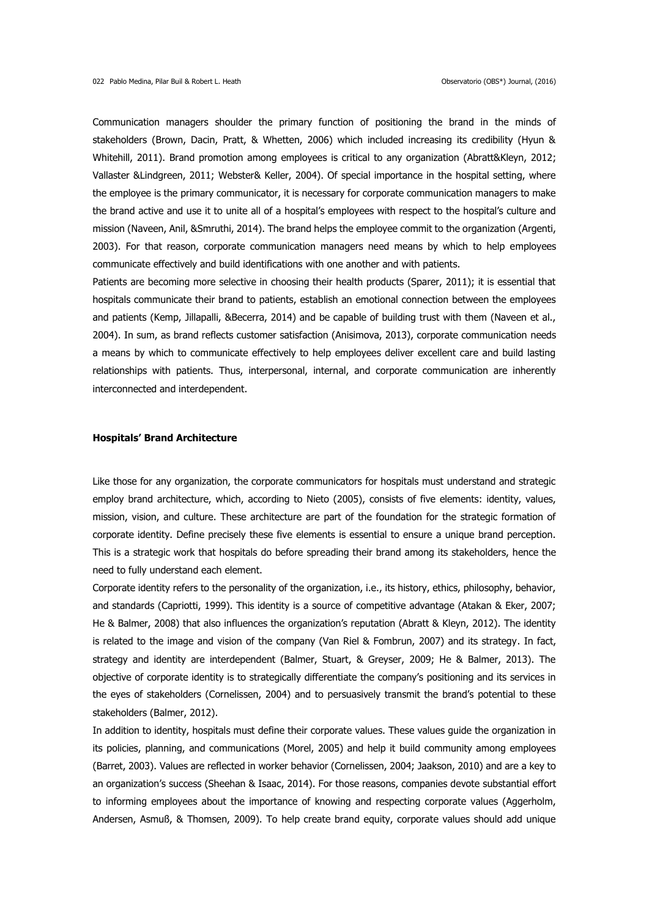Communication managers shoulder the primary function of positioning the brand in the minds of stakeholders (Brown, Dacin, Pratt, & Whetten, 2006) which included increasing its credibility (Hyun & Whitehill, 2011). Brand promotion among employees is critical to any organization (Abratt&Kleyn, 2012; Vallaster &Lindgreen, 2011; Webster& Keller, 2004). Of special importance in the hospital setting, where the employee is the primary communicator, it is necessary for corporate communication managers to make the brand active and use it to unite all of a hospital's employees with respect to the hospital's culture and mission (Naveen, Anil, &Smruthi, 2014). The brand helps the employee commit to the organization (Argenti, 2003). For that reason, corporate communication managers need means by which to help employees communicate effectively and build identifications with one another and with patients.

Patients are becoming more selective in choosing their health products (Sparer, 2011); it is essential that hospitals communicate their brand to patients, establish an emotional connection between the employees and patients (Kemp, Jillapalli, &Becerra, 2014) and be capable of building trust with them (Naveen et al., 2004). In sum, as brand reflects customer satisfaction (Anisimova, 2013), corporate communication needs a means by which to communicate effectively to help employees deliver excellent care and build lasting relationships with patients. Thus, interpersonal, internal, and corporate communication are inherently interconnected and interdependent.

### Hospitals' Brand Architecture

Like those for any organization, the corporate communicators for hospitals must understand and strategic employ brand architecture, which, according to Nieto (2005), consists of five elements: identity, values, mission, vision, and culture. These architecture are part of the foundation for the strategic formation of corporate identity. Define precisely these five elements is essential to ensure a unique brand perception. This is a strategic work that hospitals do before spreading their brand among its stakeholders, hence the need to fully understand each element.

Corporate identity refers to the personality of the organization, i.e., its history, ethics, philosophy, behavior, and standards (Capriotti, 1999). This identity is a source of competitive advantage (Atakan & Eker, 2007; He & Balmer, 2008) that also influences the organization's reputation (Abratt & Kleyn, 2012). The identity is related to the image and vision of the company (Van Riel & Fombrun, 2007) and its strategy. In fact, strategy and identity are interdependent (Balmer, Stuart, & Greyser, 2009; He & Balmer, 2013). The objective of corporate identity is to strategically differentiate the company's positioning and its services in the eyes of stakeholders (Cornelissen, 2004) and to persuasively transmit the brand's potential to these stakeholders (Balmer, 2012).

In addition to identity, hospitals must define their corporate values. These values guide the organization in its policies, planning, and communications (Morel, 2005) and help it build community among employees (Barret, 2003). Values are reflected in worker behavior (Cornelissen, 2004; Jaakson, 2010) and are a key to an organization's success (Sheehan & Isaac, 2014). For those reasons, companies devote substantial effort to informing employees about the importance of knowing and respecting corporate values (Aggerholm, Andersen, Asmuß, & Thomsen, 2009). To help create brand equity, corporate values should add unique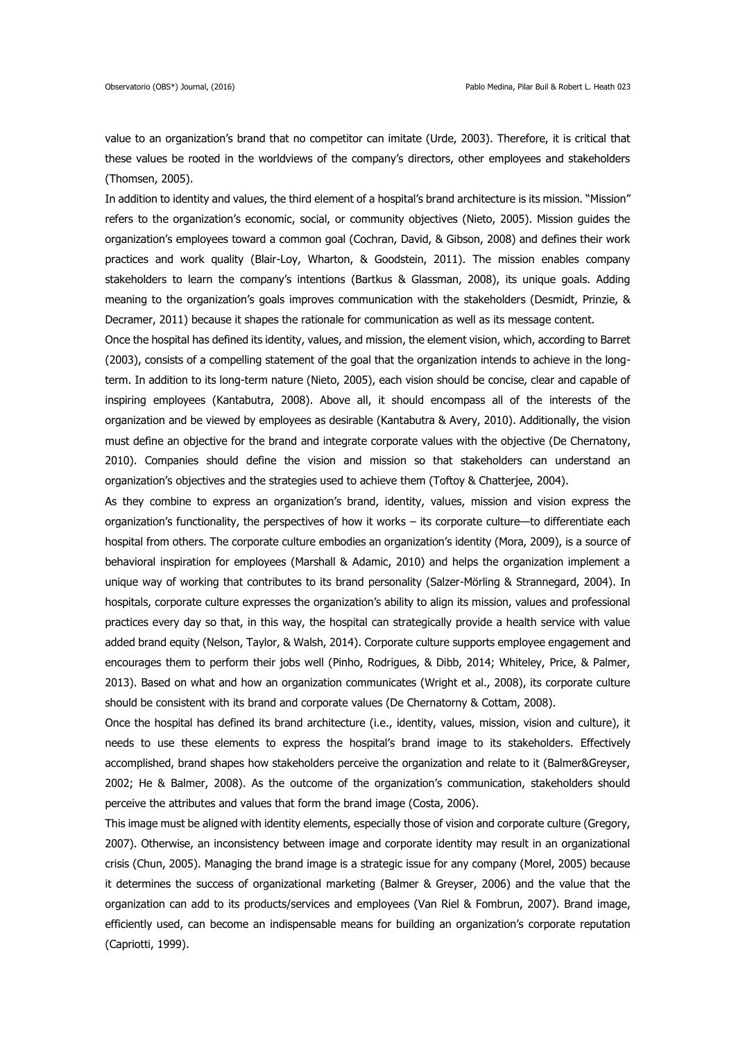value to an organization's brand that no competitor can imitate (Urde, 2003). Therefore, it is critical that these values be rooted in the worldviews of the company's directors, other employees and stakeholders (Thomsen, 2005).

In addition to identity and values, the third element of a hospital's brand architecture is its mission. "Mission" refers to the organization's economic, social, or community objectives (Nieto, 2005). Mission guides the organization's employees toward a common goal (Cochran, David, & Gibson, 2008) and defines their work practices and work quality (Blair-Loy, Wharton, & Goodstein, 2011). The mission enables company stakeholders to learn the company's intentions (Bartkus & Glassman, 2008), its unique goals. Adding meaning to the organization's goals improves communication with the stakeholders (Desmidt, Prinzie, & Decramer, 2011) because it shapes the rationale for communication as well as its message content.

Once the hospital has defined its identity, values, and mission, the element vision, which, according to Barret (2003), consists of a compelling statement of the goal that the organization intends to achieve in the long-term. In addition to its long-term nature (Nieto, 2005), each vision should be concise, clear and capable of inspiring employees (Kantabutra, 2008). Above all, it should encompass all of the interests of the organization and be viewed by employees as desirable (Kantabutra & Avery, 2010). Additionally, the vision must define an objective for the brand and integrate corporate values with the objective (De Chernatony, 2010). Companies should define the vision and mission so that stakeholders can understand an organization's objectives and the strategies used to achieve them (Toftoy & Chatterjee, 2004).

As they combine to express an organization's brand, identity, values, mission and vision express the organization's functionality, the perspectives of how it works – its corporate culture—to differentiate each hospital from others. The corporate culture embodies an organization's identity (Mora, 2009), is a source of behavioral inspiration for employees (Marshall & Adamic, 2010) and helps the organization implement a unique way of working that contributes to its brand personality (Salzer-Mörling & Strannegard, 2004). In hospitals, corporate culture expresses the organization's ability to align its mission, values and professional practices every day so that, in this way, the hospital can strategically provide a health service with value added brand equity (Nelson, Taylor, & Walsh, 2014). Corporate culture supports employee engagement and encourages them to perform their jobs well (Pinho, Rodrigues, & Dibb, 2014; Whiteley, Price, & Palmer, 2013). Based on what and how an organization communicates (Wright et al., 2008), its corporate culture should be consistent with its brand and corporate values (De Chernatorny & Cottam, 2008).

Once the hospital has defined its brand architecture (i.e., identity, values, mission, vision and culture), it needs to use these elements to express the hospital's brand image to its stakeholders. Effectively accomplished, brand shapes how stakeholders perceive the organization and relate to it (Balmer&Greyser, 2002; He & Balmer, 2008). As the outcome of the organization's communication, stakeholders should perceive the attributes and values that form the brand image (Costa, 2006).

This image must be aligned with identity elements, especially those of vision and corporate culture (Gregory, 2007). Otherwise, an inconsistency between image and corporate identity may result in an organizational crisis (Chun, 2005). Managing the brand image is a strategic issue for any company (Morel, 2005) because it determines the success of organizational marketing (Balmer & Greyser, 2006) and the value that the organization can add to its products/services and employees (Van Riel & Fombrun, 2007). Brand image, efficiently used, can become an indispensable means for building an organization's corporate reputation (Capriotti, 1999).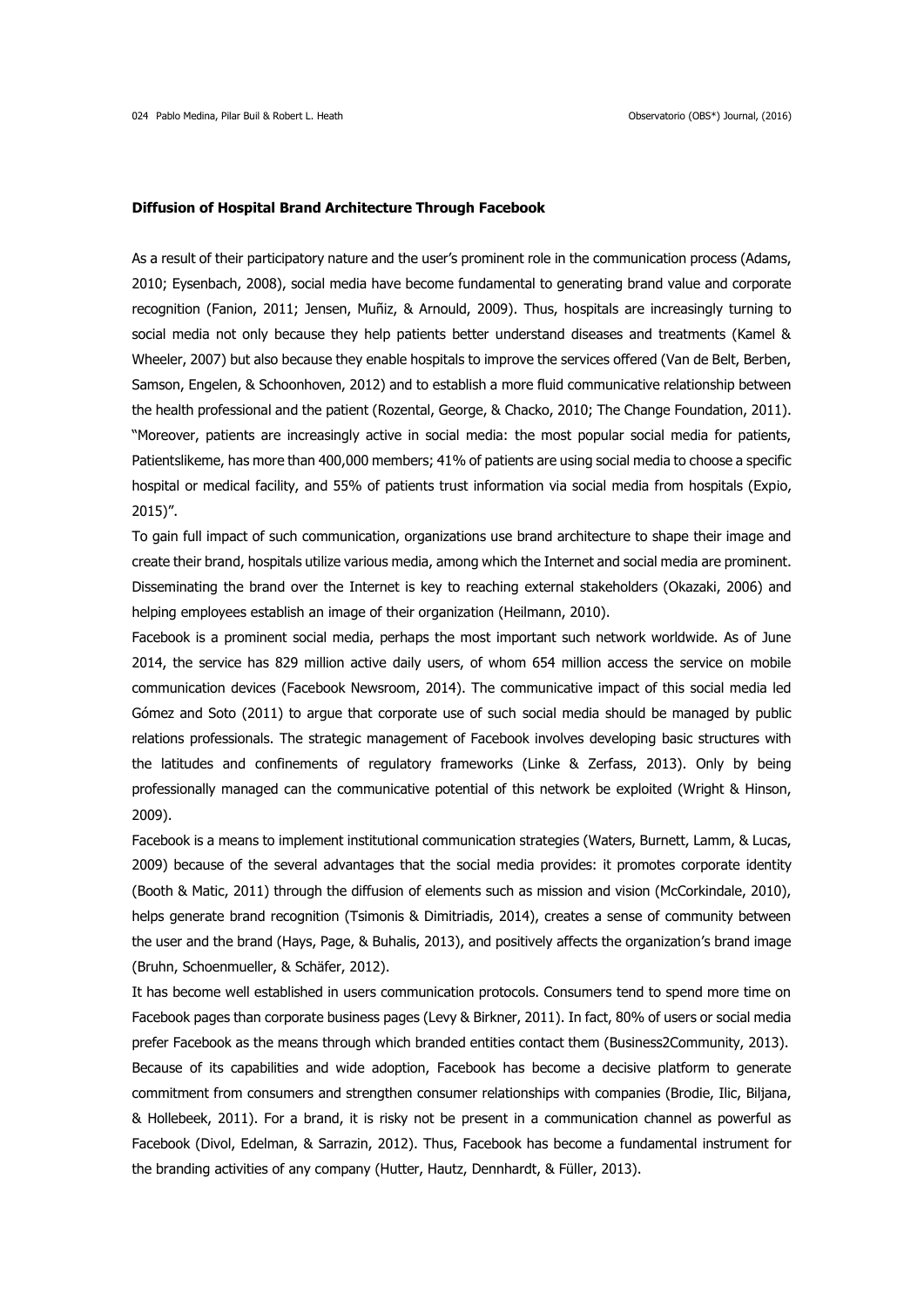**Diffusion of Hospital Brand Architecture Through Facebook**

As a result of their participatory nature and the user's prominent role in the communication process (Adams, 2010; Eysenbach, 2008), social media have become fundamental to generating brand value and corporate recognition (Fanion, 2011; Jensen, Muñiz, & Arnould, 2009). Thus, hospitals are increasingly turning to social media not only because they help patients better understand diseases and treatments (Kamel & Wheeler, 2007) but also because they enable hospitals to improve the services offered (Van de Belt, Berben, Samson, Engelen, & Schoonhoven, 2012) and to establish a more fluid communicative relationship between the health professional and the patient (Rozental, George, & Chacko, 2010; The Change Foundation, 2011). "Moreover, patients are increasingly active in social media: the most popular social media for patients, Patientslikeme, has more than 400,000 members; 41% of patients are using social media to choose a specific hospital or medical facility, and 55% of patients trust information via social media from hospitals (Expio, 2015)".

To gain full impact of such communication, organizations use brand architecture to shape their image and create their brand, hospitals utilize various media, among which the Internet and social media are prominent. Disseminating the brand over the Internet is key to reaching external stakeholders (Okazaki, 2006) and helping employees establish an image of their organization (Heilmann, 2010).

Facebook is a prominent social media, perhaps the most important such network worldwide. As of June 2014, the service has 829 million active daily users, of whom 654 million access the service on mobile communication devices (Facebook Newsroom, 2014). The communicative impact of this social media led Gómez and Soto (2011) to argue that corporate use of such social media should be managed by public relations professionals. The strategic management of Facebook involves developing basic structures with the latitudes and confinements of regulatory frameworks (Linke & Zerfass, 2013). Only by being professionally managed can the communicative potential of this network be exploited (Wright & Hinson, 2009).

Facebook is a means to implement institutional communication strategies (Waters, Burnett, Lamm, & Lucas, 2009) because of the several advantages that the social media provides: it promotes corporate identity (Booth & Matic, 2011) through the diffusion of elements such as mission and vision (McCorkindale, 2010), helps generate brand recognition (Tsimonis & Dimitriadis, 2014), creates a sense of community between the user and the brand (Hays, Page, & Buhalis, 2013), and positively affects the organization's brand image (Bruhn, Schoenmueller, & Schäfer, 2012).

It has become well established in users communication protocols. Consumers tend to spend more time on Facebook pages than corporate business pages (Levy & Birkner, 2011). In fact, 80% of users or social media prefer Facebook as the means through which branded entities contact them (Business2Community, 2013).

Because of its capabilities and wide adoption, Facebook has become a decisive platform to generate commitment from consumers and strengthen consumer relationships with companies (Brodie, Ilic, Biljana, & Hollebeek, 2011). For a brand, it is risky not be present in a communication channel as powerful as Facebook (Divol, Edelman, & Sarrazin, 2012). Thus, Facebook has become a fundamental instrument for the branding activities of any company (Hutter, Hautz, Dennhardt, & Füller, 2013).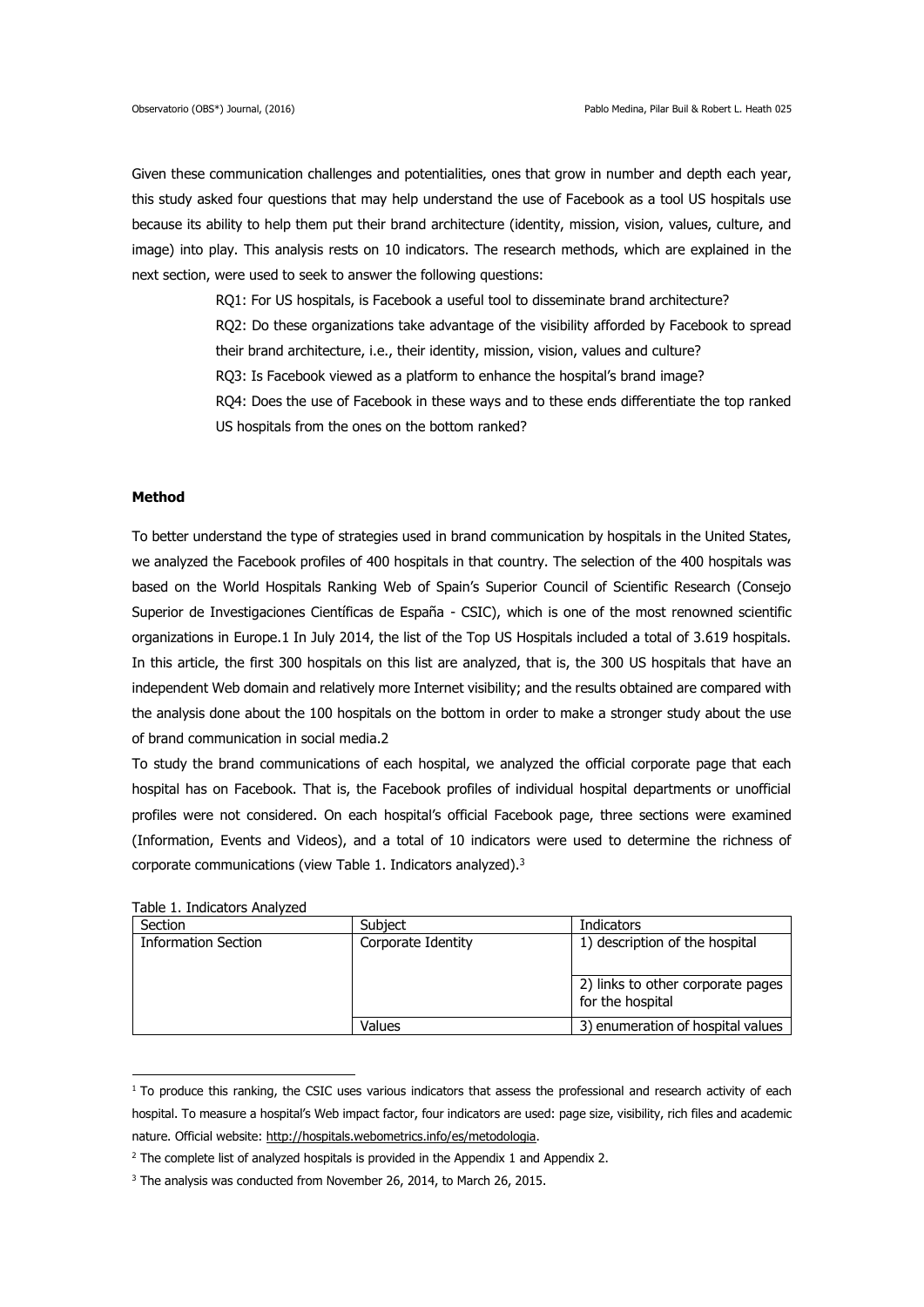Given these communication challenges and potentialities, ones that grow in number and depth each year, this study asked four questions that may help understand the use of Facebook as a tool US hospitals use because its ability to help them put their brand architecture (identity, mission, vision, values, culture, and image) into play. This analysis rests on 10 indicators. The research methods, which are explained in the next section, were used to seek to answer the following questions:

> RQ1: For US hospitals, is Facebook a useful tool to disseminate brand architecture?
>
> RQ2: Do these organizations take advantage of the visibility afforded by Facebook to spread their brand architecture, i.e., their identity, mission, vision, values and culture?
>
> RQ3: Is Facebook viewed as a platform to enhance the hospital's brand image?
>
> RQ4: Does the use of Facebook in these ways and to these ends differentiate the top ranked US hospitals from the ones on the bottom ranked?

**Method**

To better understand the type of strategies used in brand communication by hospitals in the United States, we analyzed the Facebook profiles of 400 hospitals in that country. The selection of the 400 hospitals was based on the World Hospitals Ranking Web of Spain's Superior Council of Scientific Research (Consejo Superior de Investigaciones Científicas de España - CSIC), which is one of the most renowned scientific organizations in Europe.1 In July 2014, the list of the Top US Hospitals included a total of 3.619 hospitals. In this article, the first 300 hospitals on this list are analyzed, that is, the 300 US hospitals that have an independent Web domain and relatively more Internet visibility; and the results obtained are compared with the analysis done about the 100 hospitals on the bottom in order to make a stronger study about the use of brand communication in social media.2

To study the brand communications of each hospital, we analyzed the official corporate page that each hospital has on Facebook. That is, the Facebook profiles of individual hospital departments or unofficial profiles were not considered. On each hospital's official Facebook page, three sections were examined (Information, Events and Videos), and a total of 10 indicators were used to determine the richness of corporate communications (view Table 1. Indicators analyzed).[3]

Table 1. Indicators Analyzed

| Section | Subject | Indicators |
| --- | --- | --- |
| Information Section | Corporate Identity | 1) description of the hospital |
| | | 2) links to other corporate pages for the hospital |
| | Values | 3) enumeration of hospital values |

[1] To produce this ranking, the CSIC uses various indicators that assess the professional and research activity of each hospital. To measure a hospital's Web impact factor, four indicators are used: page size, visibility, rich files and academic nature. Official website: http://hospitals.webometrics.info/es/metodologia.

[2] The complete list of analyzed hospitals is provided in the Appendix 1 and Appendix 2.

[3] The analysis was conducted from November 26, 2014, to March 26, 2015.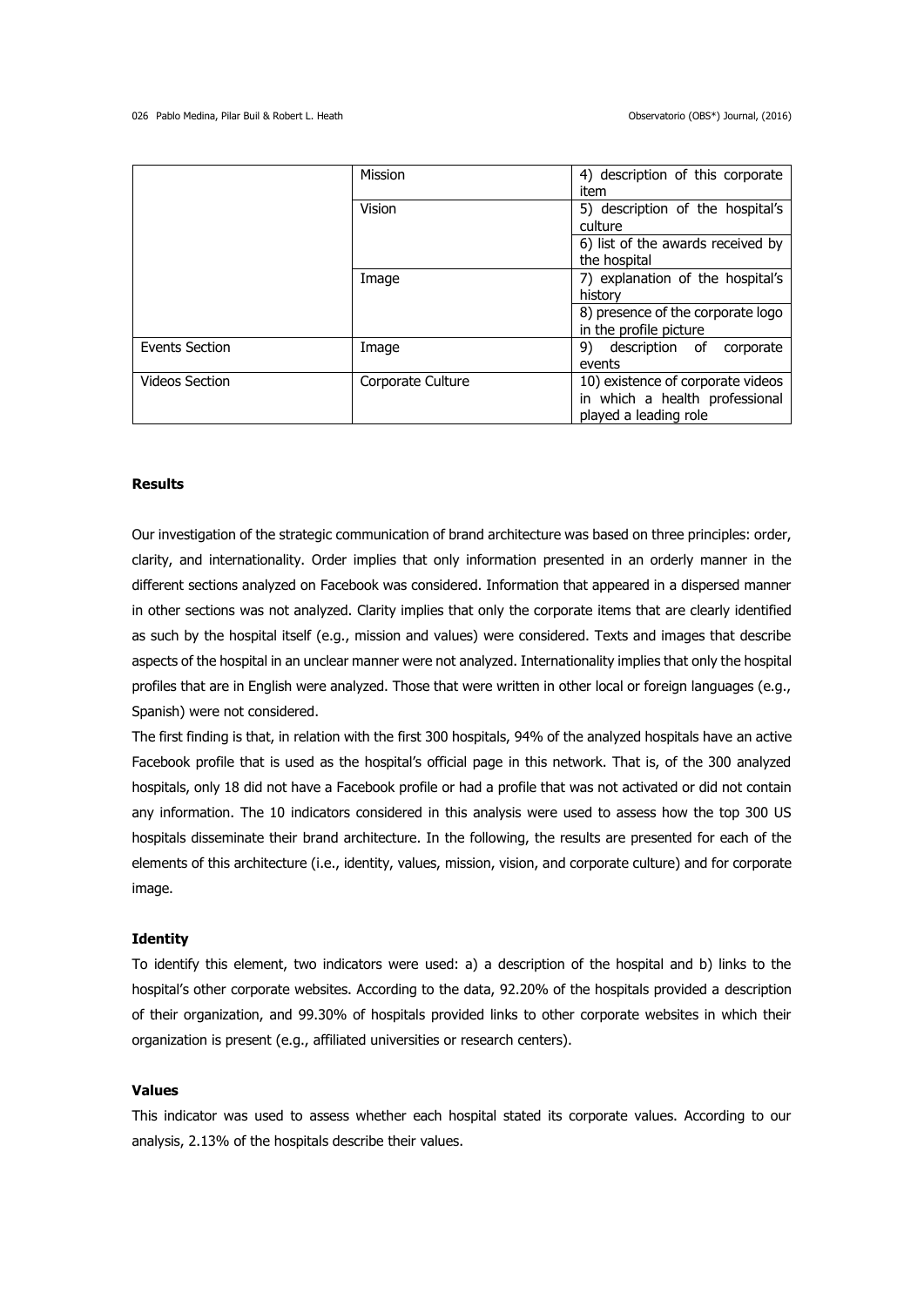| | | |
|---|---|---|
| | Mission | 4) description of this corporate item |
| | Vision | 5) description of the hospital's culture |
| | | 6) list of the awards received by the hospital |
| | Image | 7) explanation of the hospital's history |
| | | 8) presence of the corporate logo in the profile picture |
| Events Section | Image | 9) description of corporate events |
| Videos Section | Corporate Culture | 10) existence of corporate videos in which a health professional played a leading role |

## Results

Our investigation of the strategic communication of brand architecture was based on three principles: order, clarity, and internationality. Order implies that only information presented in an orderly manner in the different sections analyzed on Facebook was considered. Information that appeared in a dispersed manner in other sections was not analyzed. Clarity implies that only the corporate items that are clearly identified as such by the hospital itself (e.g., mission and values) were considered. Texts and images that describe aspects of the hospital in an unclear manner were not analyzed. Internationality implies that only the hospital profiles that are in English were analyzed. Those that were written in other local or foreign languages (e.g., Spanish) were not considered.

The first finding is that, in relation with the first 300 hospitals, 94% of the analyzed hospitals have an active Facebook profile that is used as the hospital's official page in this network. That is, of the 300 analyzed hospitals, only 18 did not have a Facebook profile or had a profile that was not activated or did not contain any information. The 10 indicators considered in this analysis were used to assess how the top 300 US hospitals disseminate their brand architecture. In the following, the results are presented for each of the elements of this architecture (i.e., identity, values, mission, vision, and corporate culture) and for corporate image.

### Identity

To identify this element, two indicators were used: a) a description of the hospital and b) links to the hospital's other corporate websites. According to the data, 92.20% of the hospitals provided a description of their organization, and 99.30% of hospitals provided links to other corporate websites in which their organization is present (e.g., affiliated universities or research centers).

### Values

This indicator was used to assess whether each hospital stated its corporate values. According to our analysis, 2.13% of the hospitals describe their values.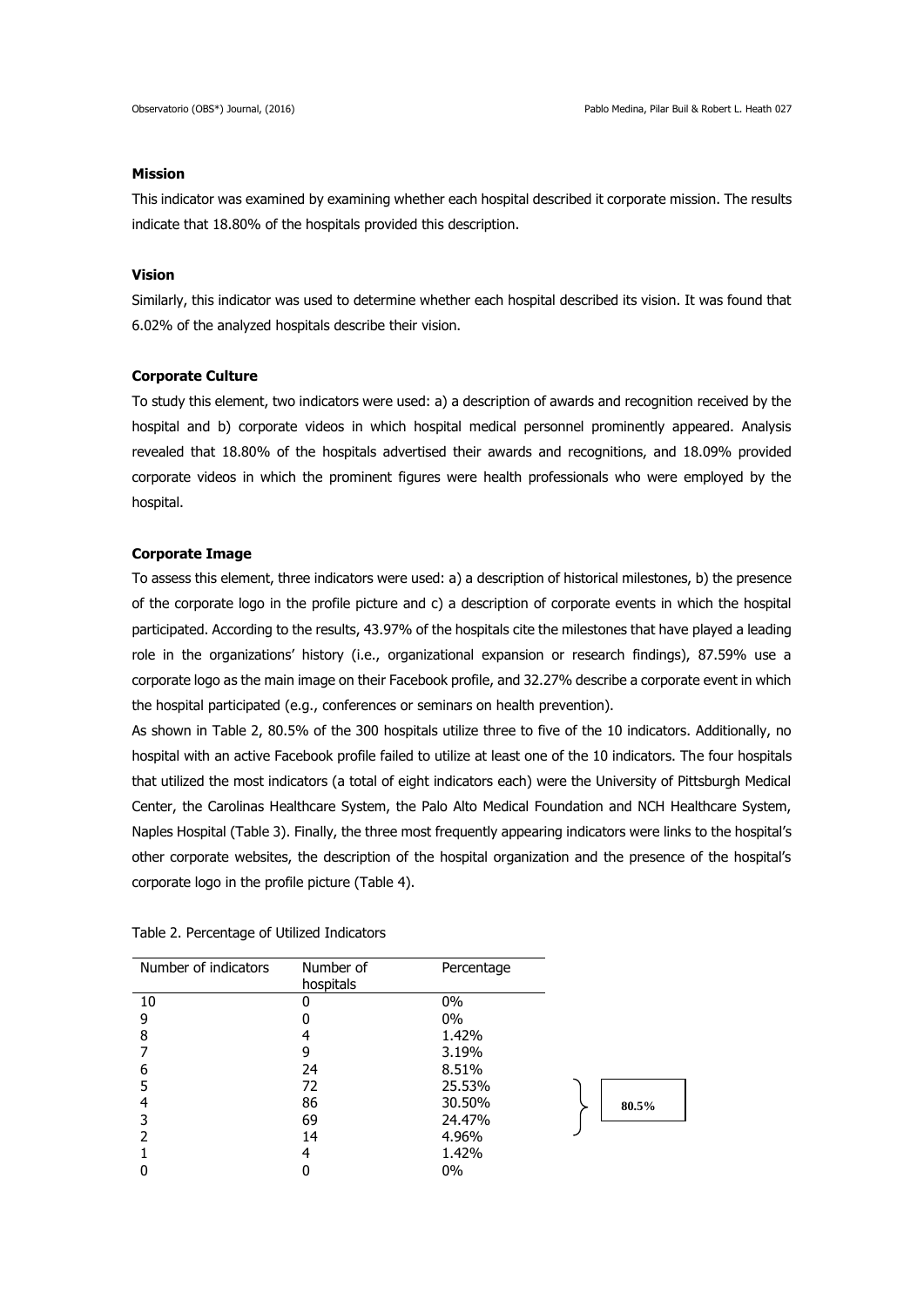### Mission

This indicator was examined by examining whether each hospital described it corporate mission. The results indicate that 18.80% of the hospitals provided this description.

### Vision

Similarly, this indicator was used to determine whether each hospital described its vision. It was found that 6.02% of the analyzed hospitals describe their vision.

### Corporate Culture

To study this element, two indicators were used: a) a description of awards and recognition received by the hospital and b) corporate videos in which hospital medical personnel prominently appeared. Analysis revealed that 18.80% of the hospitals advertised their awards and recognitions, and 18.09% provided corporate videos in which the prominent figures were health professionals who were employed by the hospital.

### Corporate Image

To assess this element, three indicators were used: a) a description of historical milestones, b) the presence of the corporate logo in the profile picture and c) a description of corporate events in which the hospital participated. According to the results, 43.97% of the hospitals cite the milestones that have played a leading role in the organizations' history (i.e., organizational expansion or research findings), 87.59% use a corporate logo as the main image on their Facebook profile, and 32.27% describe a corporate event in which the hospital participated (e.g., conferences or seminars on health prevention).

As shown in Table 2, 80.5% of the 300 hospitals utilize three to five of the 10 indicators. Additionally, no hospital with an active Facebook profile failed to utilize at least one of the 10 indicators. The four hospitals that utilized the most indicators (a total of eight indicators each) were the University of Pittsburgh Medical Center, the Carolinas Healthcare System, the Palo Alto Medical Foundation and NCH Healthcare System, Naples Hospital (Table 3). Finally, the three most frequently appearing indicators were links to the hospital's other corporate websites, the description of the hospital organization and the presence of the hospital's corporate logo in the profile picture (Table 4).

Table 2. Percentage of Utilized Indicators

| Number of indicators | Number of hospitals | Percentage | |
|---|---|---|---|
| 10 | 0 | 0% | |
| 9 | 0 | 0% | |
| 8 | 4 | 1.42% | |
| 7 | 9 | 3.19% | |
| 6 | 24 | 8.51% | |
| 5 | 72 | 25.53% | 80.5% (rows 5–3) |
| 4 | 86 | 30.50% | |
| 3 | 69 | 24.47% | |
| 2 | 14 | 4.96% | |
| 1 | 4 | 1.42% | |
| 0 | 0 | 0% | |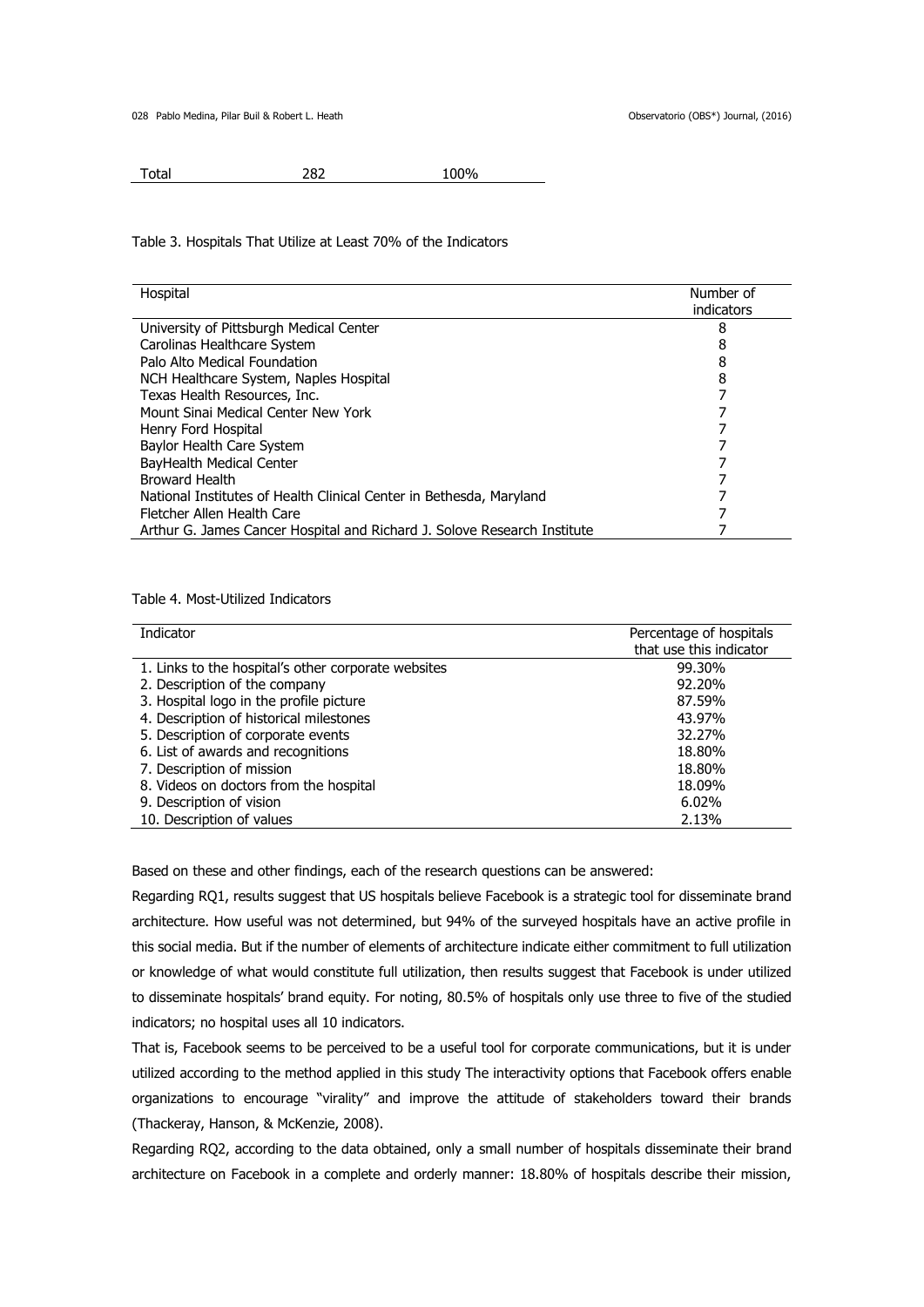| Total | 282 | 100% |
|---|---|---|

Table 3. Hospitals That Utilize at Least 70% of the Indicators

| Hospital | Number of indicators |
|---|---|
| University of Pittsburgh Medical Center | 8 |
| Carolinas Healthcare System | 8 |
| Palo Alto Medical Foundation | 8 |
| NCH Healthcare System, Naples Hospital | 8 |
| Texas Health Resources, Inc. | 7 |
| Mount Sinai Medical Center New York | 7 |
| Henry Ford Hospital | 7 |
| Baylor Health Care System | 7 |
| BayHealth Medical Center | 7 |
| Broward Health | 7 |
| National Institutes of Health Clinical Center in Bethesda, Maryland | 7 |
| Fletcher Allen Health Care | 7 |
| Arthur G. James Cancer Hospital and Richard J. Solove Research Institute | 7 |

Table 4. Most-Utilized Indicators

| Indicator | Percentage of hospitals that use this indicator |
|---|---|
| 1. Links to the hospital's other corporate websites | 99.30% |
| 2. Description of the company | 92.20% |
| 3. Hospital logo in the profile picture | 87.59% |
| 4. Description of historical milestones | 43.97% |
| 5. Description of corporate events | 32.27% |
| 6. List of awards and recognitions | 18.80% |
| 7. Description of mission | 18.80% |
| 8. Videos on doctors from the hospital | 18.09% |
| 9. Description of vision | 6.02% |
| 10. Description of values | 2.13% |

Based on these and other findings, each of the research questions can be answered:

Regarding RQ1, results suggest that US hospitals believe Facebook is a strategic tool for disseminate brand architecture. How useful was not determined, but 94% of the surveyed hospitals have an active profile in this social media. But if the number of elements of architecture indicate either commitment to full utilization or knowledge of what would constitute full utilization, then results suggest that Facebook is under utilized to disseminate hospitals' brand equity. For noting, 80.5% of hospitals only use three to five of the studied indicators; no hospital uses all 10 indicators.

That is, Facebook seems to be perceived to be a useful tool for corporate communications, but it is under utilized according to the method applied in this study The interactivity options that Facebook offers enable organizations to encourage "virality" and improve the attitude of stakeholders toward their brands (Thackeray, Hanson, & McKenzie, 2008).

Regarding RQ2, according to the data obtained, only a small number of hospitals disseminate their brand architecture on Facebook in a complete and orderly manner: 18.80% of hospitals describe their mission,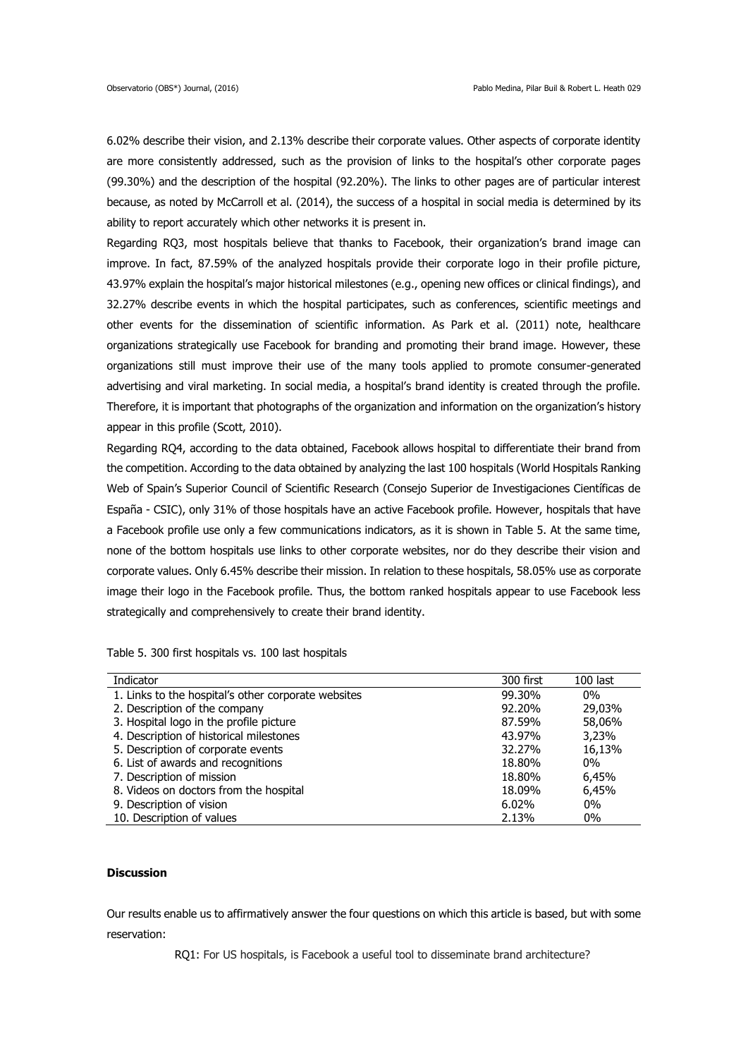6.02% describe their vision, and 2.13% describe their corporate values. Other aspects of corporate identity are more consistently addressed, such as the provision of links to the hospital's other corporate pages (99.30%) and the description of the hospital (92.20%). The links to other pages are of particular interest because, as noted by McCarroll et al. (2014), the success of a hospital in social media is determined by its ability to report accurately which other networks it is present in.

Regarding RQ3, most hospitals believe that thanks to Facebook, their organization's brand image can improve. In fact, 87.59% of the analyzed hospitals provide their corporate logo in their profile picture, 43.97% explain the hospital's major historical milestones (e.g., opening new offices or clinical findings), and 32.27% describe events in which the hospital participates, such as conferences, scientific meetings and other events for the dissemination of scientific information. As Park et al. (2011) note, healthcare organizations strategically use Facebook for branding and promoting their brand image. However, these organizations still must improve their use of the many tools applied to promote consumer-generated advertising and viral marketing. In social media, a hospital's brand identity is created through the profile. Therefore, it is important that photographs of the organization and information on the organization's history appear in this profile (Scott, 2010).

Regarding RQ4, according to the data obtained, Facebook allows hospital to differentiate their brand from the competition. According to the data obtained by analyzing the last 100 hospitals (World Hospitals Ranking Web of Spain's Superior Council of Scientific Research (Consejo Superior de Investigaciones Científicas de España - CSIC), only 31% of those hospitals have an active Facebook profile. However, hospitals that have a Facebook profile use only a few communications indicators, as it is shown in Table 5. At the same time, none of the bottom hospitals use links to other corporate websites, nor do they describe their vision and corporate values. Only 6.45% describe their mission. In relation to these hospitals, 58.05% use as corporate image their logo in the Facebook profile. Thus, the bottom ranked hospitals appear to use Facebook less strategically and comprehensively to create their brand identity.

Table 5. 300 first hospitals vs. 100 last hospitals

| Indicator | 300 first | 100 last |
|---|---|---|
| 1. Links to the hospital's other corporate websites | 99.30% | 0% |
| 2. Description of the company | 92.20% | 29,03% |
| 3. Hospital logo in the profile picture | 87.59% | 58,06% |
| 4. Description of historical milestones | 43.97% | 3,23% |
| 5. Description of corporate events | 32.27% | 16,13% |
| 6. List of awards and recognitions | 18.80% | 0% |
| 7. Description of mission | 18.80% | 6,45% |
| 8. Videos on doctors from the hospital | 18.09% | 6,45% |
| 9. Description of vision | 6.02% | 0% |
| 10. Description of values | 2.13% | 0% |

**Discussion**

Our results enable us to affirmatively answer the four questions on which this article is based, but with some reservation:

RQ1: For US hospitals, is Facebook a useful tool to disseminate brand architecture?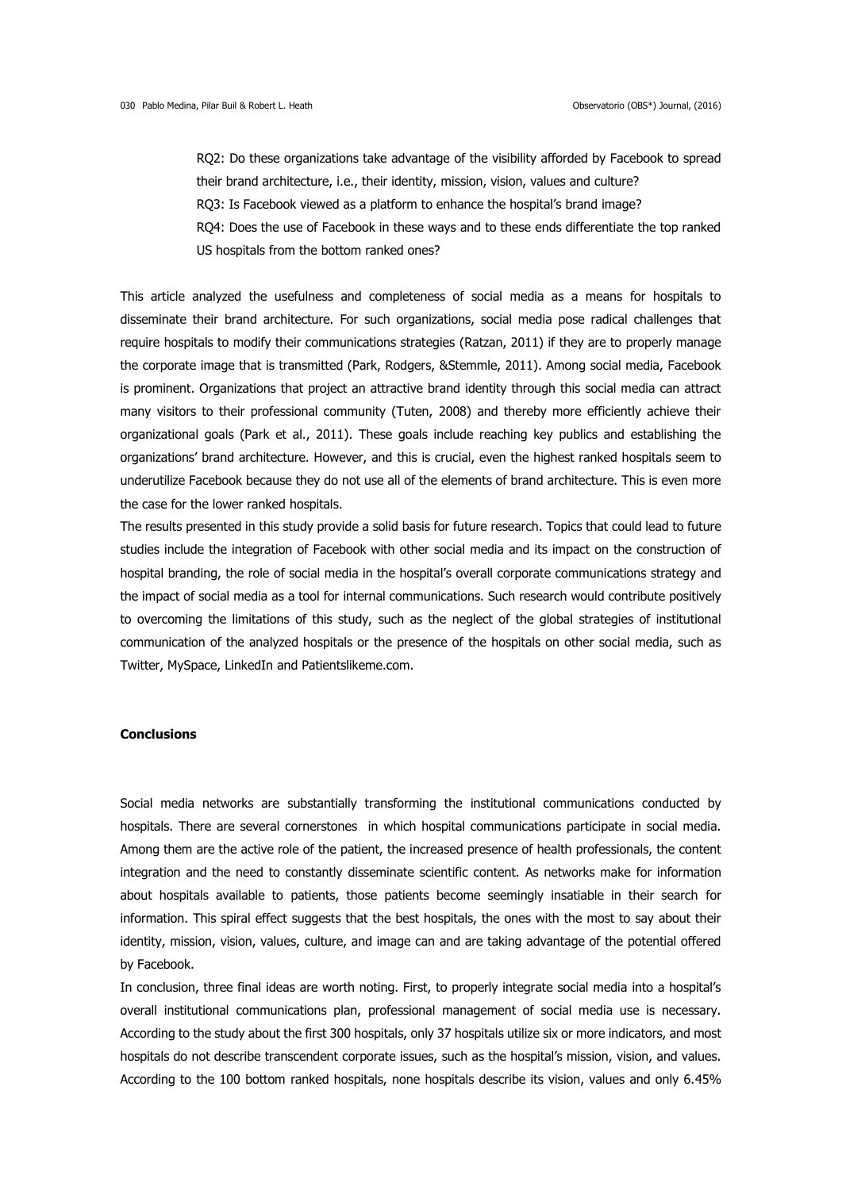RQ2: Do these organizations take advantage of the visibility afforded by Facebook to spread their brand architecture, i.e., their identity, mission, vision, values and culture?

RQ3: Is Facebook viewed as a platform to enhance the hospital's brand image?

RQ4: Does the use of Facebook in these ways and to these ends differentiate the top ranked US hospitals from the bottom ranked ones?

This article analyzed the usefulness and completeness of social media as a means for hospitals to disseminate their brand architecture. For such organizations, social media pose radical challenges that require hospitals to modify their communications strategies (Ratzan, 2011) if they are to properly manage the corporate image that is transmitted (Park, Rodgers, &Stemmle, 2011). Among social media, Facebook is prominent. Organizations that project an attractive brand identity through this social media can attract many visitors to their professional community (Tuten, 2008) and thereby more efficiently achieve their organizational goals (Park et al., 2011). These goals include reaching key publics and establishing the organizations' brand architecture. However, and this is crucial, even the highest ranked hospitals seem to underutilize Facebook because they do not use all of the elements of brand architecture. This is even more the case for the lower ranked hospitals.

The results presented in this study provide a solid basis for future research. Topics that could lead to future studies include the integration of Facebook with other social media and its impact on the construction of hospital branding, the role of social media in the hospital's overall corporate communications strategy and the impact of social media as a tool for internal communications. Such research would contribute positively to overcoming the limitations of this study, such as the neglect of the global strategies of institutional communication of the analyzed hospitals or the presence of the hospitals on other social media, such as Twitter, MySpace, LinkedIn and Patientslikeme.com.

## Conclusions

Social media networks are substantially transforming the institutional communications conducted by hospitals. There are several cornerstones in which hospital communications participate in social media. Among them are the active role of the patient, the increased presence of health professionals, the content integration and the need to constantly disseminate scientific content. As networks make for information about hospitals available to patients, those patients become seemingly insatiable in their search for information. This spiral effect suggests that the best hospitals, the ones with the most to say about their identity, mission, vision, values, culture, and image can and are taking advantage of the potential offered by Facebook.

In conclusion, three final ideas are worth noting. First, to properly integrate social media into a hospital's overall institutional communications plan, professional management of social media use is necessary. According to the study about the first 300 hospitals, only 37 hospitals utilize six or more indicators, and most hospitals do not describe transcendent corporate issues, such as the hospital's mission, vision, and values. According to the 100 bottom ranked hospitals, none hospitals describe its vision, values and only 6.45%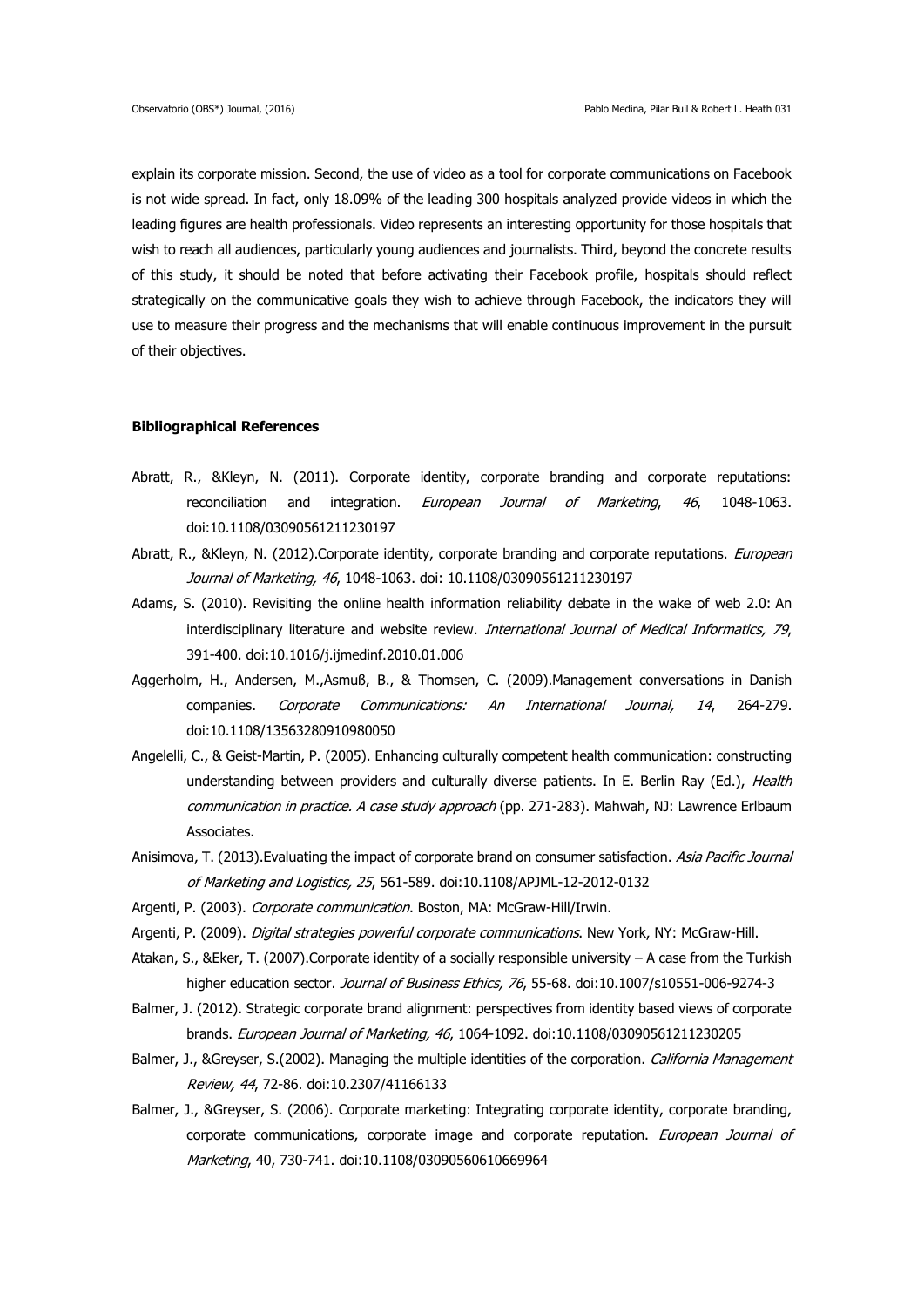explain its corporate mission. Second, the use of video as a tool for corporate communications on Facebook is not wide spread. In fact, only 18.09% of the leading 300 hospitals analyzed provide videos in which the leading figures are health professionals. Video represents an interesting opportunity for those hospitals that wish to reach all audiences, particularly young audiences and journalists. Third, beyond the concrete results of this study, it should be noted that before activating their Facebook profile, hospitals should reflect strategically on the communicative goals they wish to achieve through Facebook, the indicators they will use to measure their progress and the mechanisms that will enable continuous improvement in the pursuit of their objectives.

**Bibliographical References**

Abratt, R., &Kleyn, N. (2011). Corporate identity, corporate branding and corporate reputations: reconciliation and integration. *European Journal of Marketing*, *46*, 1048-1063. doi:10.1108/03090561211230197

Abratt, R., &Kleyn, N. (2012).Corporate identity, corporate branding and corporate reputations. *European Journal of Marketing, 46*, 1048-1063. doi: 10.1108/03090561211230197

Adams, S. (2010). Revisiting the online health information reliability debate in the wake of web 2.0: An interdisciplinary literature and website review. *International Journal of Medical Informatics, 79*, 391-400. doi:10.1016/j.ijmedinf.2010.01.006

Aggerholm, H., Andersen, M.,Asmuß, B., & Thomsen, C. (2009).Management conversations in Danish companies. *Corporate Communications: An International Journal, 14*, 264-279. doi:10.1108/13563280910980050

Angelelli, C., & Geist-Martin, P. (2005). Enhancing culturally competent health communication: constructing understanding between providers and culturally diverse patients. In E. Berlin Ray (Ed.), *Health communication in practice. A case study approach* (pp. 271-283). Mahwah, NJ: Lawrence Erlbaum Associates.

Anisimova, T. (2013).Evaluating the impact of corporate brand on consumer satisfaction. *Asia Pacific Journal of Marketing and Logistics, 25*, 561-589. doi:10.1108/APJML-12-2012-0132

Argenti, P. (2003). *Corporate communication*. Boston, MA: McGraw-Hill/Irwin.

Argenti, P. (2009). *Digital strategies powerful corporate communications*. New York, NY: McGraw-Hill.

Atakan, S., &Eker, T. (2007).Corporate identity of a socially responsible university – A case from the Turkish higher education sector. *Journal of Business Ethics, 76*, 55-68. doi:10.1007/s10551-006-9274-3

Balmer, J. (2012). Strategic corporate brand alignment: perspectives from identity based views of corporate brands. *European Journal of Marketing, 46*, 1064-1092. doi:10.1108/03090561211230205

Balmer, J., &Greyser, S.(2002). Managing the multiple identities of the corporation. *California Management Review, 44*, 72-86. doi:10.2307/41166133

Balmer, J., &Greyser, S. (2006). Corporate marketing: Integrating corporate identity, corporate branding, corporate communications, corporate image and corporate reputation. *European Journal of Marketing*, 40, 730-741. doi:10.1108/03090560610669964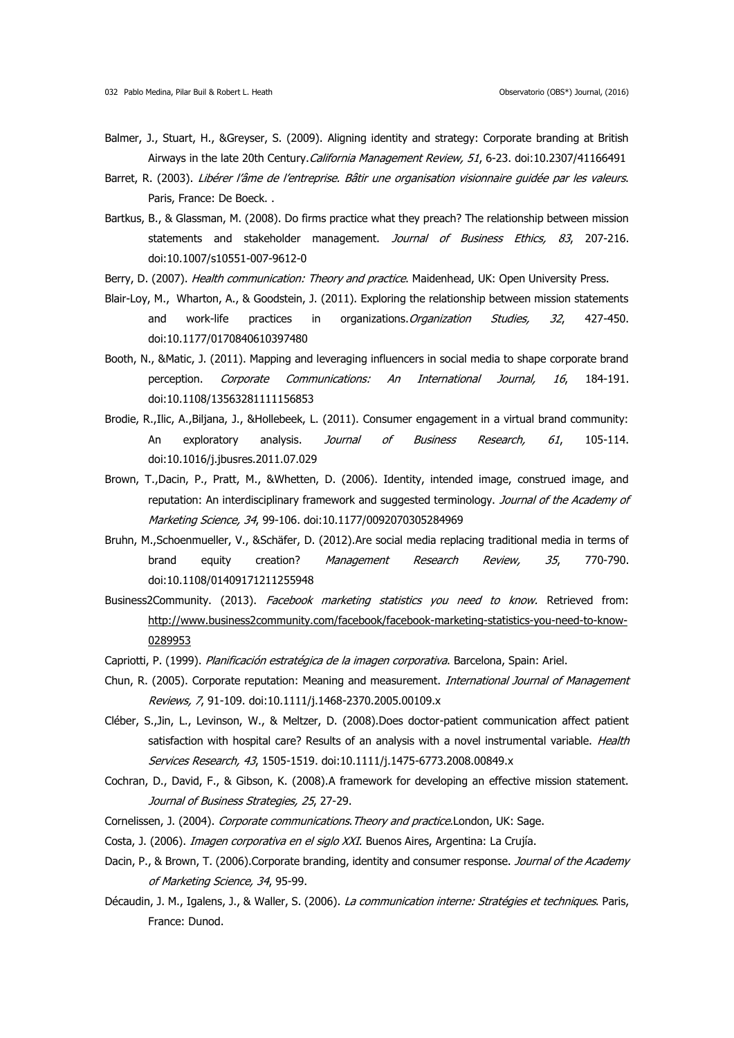Balmer, J., Stuart, H., &Greyser, S. (2009). Aligning identity and strategy: Corporate branding at British Airways in the late 20th Century.*California Management Review, 51*, 6-23. doi:10.2307/41166491

Barret, R. (2003). *Libérer l'âme de l'entreprise. Bâtir une organisation visionnaire guidée par les valeurs*. Paris, France: De Boeck. .

Bartkus, B., & Glassman, M. (2008). Do firms practice what they preach? The relationship between mission statements and stakeholder management. *Journal of Business Ethics, 83*, 207-216. doi:10.1007/s10551-007-9612-0

Berry, D. (2007). *Health communication: Theory and practice*. Maidenhead, UK: Open University Press.

Blair-Loy, M., Wharton, A., & Goodstein, J. (2011). Exploring the relationship between mission statements and work-life practices in organizations.*Organization Studies, 32*, 427-450. doi:10.1177/0170840610397480

Booth, N., &Matic, J. (2011). Mapping and leveraging influencers in social media to shape corporate brand perception. *Corporate Communications: An International Journal, 16*, 184-191. doi:10.1108/13563281111156853

Brodie, R.,Ilic, A.,Biljana, J., &Hollebeek, L. (2011). Consumer engagement in a virtual brand community: An exploratory analysis. *Journal of Business Research, 61*, 105-114. doi:10.1016/j.jbusres.2011.07.029

Brown, T.,Dacin, P., Pratt, M., &Whetten, D. (2006). Identity, intended image, construed image, and reputation: An interdisciplinary framework and suggested terminology. *Journal of the Academy of Marketing Science, 34*, 99-106. doi:10.1177/0092070305284969

Bruhn, M.,Schoenmueller, V., &Schäfer, D. (2012).Are social media replacing traditional media in terms of brand equity creation? *Management Research Review, 35*, 770-790. doi:10.1108/01409171211255948

Business2Community. (2013). *Facebook marketing statistics you need to know.* Retrieved from: http://www.business2community.com/facebook/facebook-marketing-statistics-you-need-to-know-0289953

Capriotti, P. (1999). *Planificación estratégica de la imagen corporativa*. Barcelona, Spain: Ariel.

Chun, R. (2005). Corporate reputation: Meaning and measurement. *International Journal of Management Reviews, 7*, 91-109. doi:10.1111/j.1468-2370.2005.00109.x

Cléber, S.,Jin, L., Levinson, W., & Meltzer, D. (2008).Does doctor-patient communication affect patient satisfaction with hospital care? Results of an analysis with a novel instrumental variable. *Health Services Research, 43*, 1505-1519. doi:10.1111/j.1475-6773.2008.00849.x

Cochran, D., David, F., & Gibson, K. (2008).A framework for developing an effective mission statement. *Journal of Business Strategies, 25*, 27-29.

Cornelissen, J. (2004). *Corporate communications.Theory and practice*.London, UK: Sage.

Costa, J. (2006). *Imagen corporativa en el siglo XXI*. Buenos Aires, Argentina: La Crujía.

Dacin, P., & Brown, T. (2006).Corporate branding, identity and consumer response. *Journal of the Academy of Marketing Science, 34*, 95-99.

Décaudin, J. M., Igalens, J., & Waller, S. (2006). *La communication interne: Stratégies et techniques*. Paris, France: Dunod.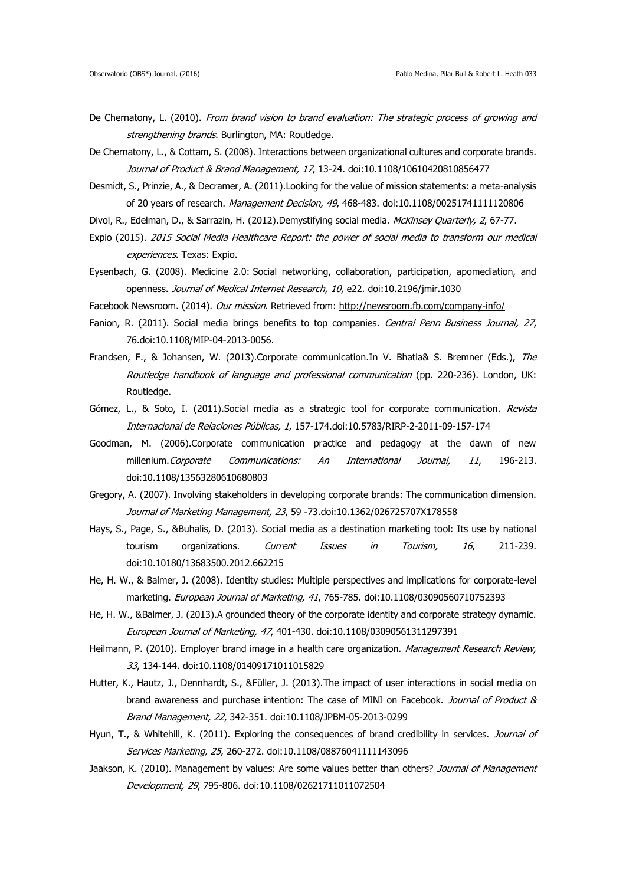De Chernatony, L. (2010). *From brand vision to brand evaluation: The strategic process of growing and strengthening brands*. Burlington, MA: Routledge.

De Chernatony, L., & Cottam, S. (2008). Interactions between organizational cultures and corporate brands. *Journal of Product & Brand Management, 17*, 13-24. doi:10.1108/10610420810856477

Desmidt, S., Prinzie, A., & Decramer, A. (2011).Looking for the value of mission statements: a meta-analysis of 20 years of research. *Management Decision, 49*, 468-483. doi:10.1108/00251741111120806

Divol, R., Edelman, D., & Sarrazin, H. (2012).Demystifying social media. *McKinsey Quarterly, 2*, 67-77.

Expio (2015). *2015 Social Media Healthcare Report: the power of social media to transform our medical experiences*. Texas: Expio.

Eysenbach, G. (2008). Medicine 2.0: Social networking, collaboration, participation, apomediation, and openness. *Journal of Medical Internet Research, 10*, e22. doi:10.2196/jmir.1030

Facebook Newsroom. (2014). *Our mission*. Retrieved from: http://newsroom.fb.com/company-info/

Fanion, R. (2011). Social media brings benefits to top companies. *Central Penn Business Journal, 27*, 76.doi:10.1108/MIP-04-2013-0056.

Frandsen, F., & Johansen, W. (2013).Corporate communication.In V. Bhatia& S. Bremner (Eds.), *The Routledge handbook of language and professional communication* (pp. 220-236). London, UK: Routledge.

Gómez, L., & Soto, I. (2011).Social media as a strategic tool for corporate communication. *Revista Internacional de Relaciones Públicas, 1*, 157-174.doi:10.5783/RIRP-2-2011-09-157-174

Goodman, M. (2006).Corporate communication practice and pedagogy at the dawn of new millenium.*Corporate Communications: An International Journal, 11*, 196-213. doi:10.1108/13563280610680803

Gregory, A. (2007). Involving stakeholders in developing corporate brands: The communication dimension. *Journal of Marketing Management, 23*, 59 -73.doi:10.1362/026725707X178558

Hays, S., Page, S., &Buhalis, D. (2013). Social media as a destination marketing tool: Its use by national tourism organizations. *Current Issues in Tourism, 16*, 211-239. doi:10.10180/13683500.2012.662215

He, H. W., & Balmer, J. (2008). Identity studies: Multiple perspectives and implications for corporate-level marketing. *European Journal of Marketing, 41*, 765-785. doi:10.1108/03090560710752393

He, H. W., &Balmer, J. (2013).A grounded theory of the corporate identity and corporate strategy dynamic. *European Journal of Marketing, 47*, 401-430. doi:10.1108/03090561311297391

Heilmann, P. (2010). Employer brand image in a health care organization. *Management Research Review, 33*, 134-144. doi:10.1108/01409171011015829

Hutter, K., Hautz, J., Dennhardt, S., &Füller, J. (2013).The impact of user interactions in social media on brand awareness and purchase intention: The case of MINI on Facebook. *Journal of Product & Brand Management, 22*, 342-351. doi:10.1108/JPBM-05-2013-0299

Hyun, T., & Whitehill, K. (2011). Exploring the consequences of brand credibility in services. *Journal of Services Marketing, 25*, 260-272. doi:10.1108/08876041111143096

Jaakson, K. (2010). Management by values: Are some values better than others? *Journal of Management Development, 29*, 795-806. doi:10.1108/02621711011072504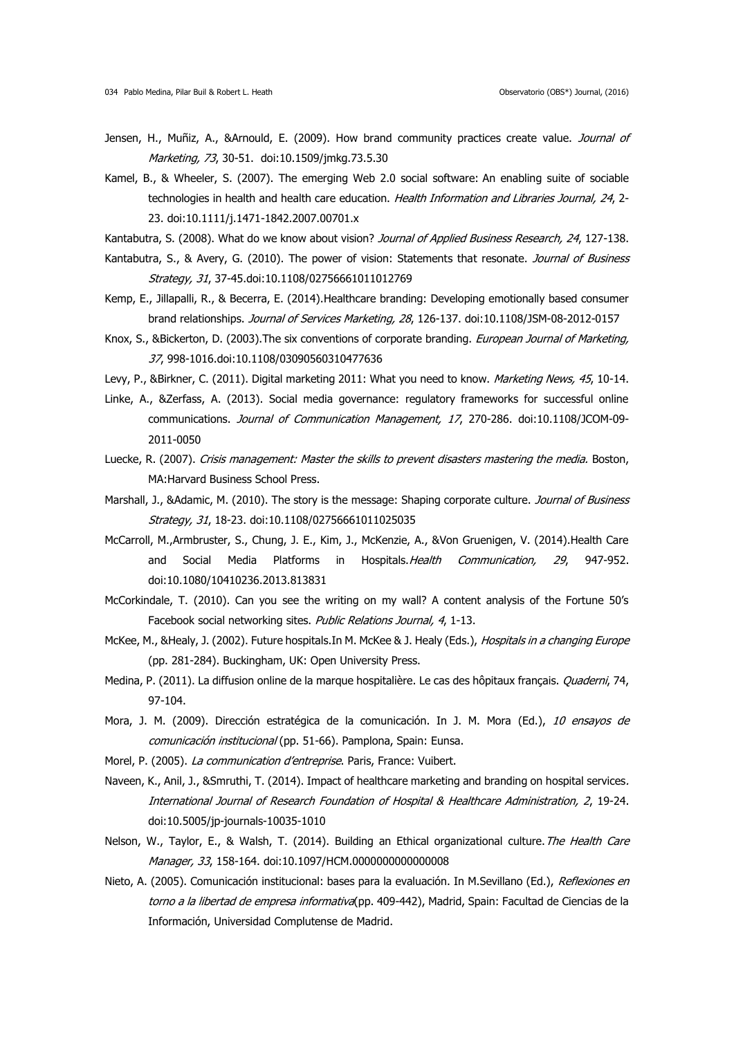Jensen, H., Muñiz, A., &Arnould, E. (2009). How brand community practices create value. *Journal of Marketing, 73*, 30-51. doi:10.1509/jmkg.73.5.30

Kamel, B., & Wheeler, S. (2007). The emerging Web 2.0 social software: An enabling suite of sociable technologies in health and health care education. *Health Information and Libraries Journal, 24*, 2-23. doi:10.1111/j.1471-1842.2007.00701.x

Kantabutra, S. (2008). What do we know about vision? *Journal of Applied Business Research, 24*, 127-138.

Kantabutra, S., & Avery, G. (2010). The power of vision: Statements that resonate. *Journal of Business Strategy, 31*, 37-45.doi:10.1108/02756661011012769

Kemp, E., Jillapalli, R., & Becerra, E. (2014).Healthcare branding: Developing emotionally based consumer brand relationships. *Journal of Services Marketing, 28*, 126-137. doi:10.1108/JSM-08-2012-0157

Knox, S., &Bickerton, D. (2003).The six conventions of corporate branding. *European Journal of Marketing, 37*, 998-1016.doi:10.1108/03090560310477636

Levy, P., &Birkner, C. (2011). Digital marketing 2011: What you need to know. *Marketing News, 45*, 10-14.

Linke, A., &Zerfass, A. (2013). Social media governance: regulatory frameworks for successful online communications. *Journal of Communication Management, 17*, 270-286. doi:10.1108/JCOM-09-2011-0050

Luecke, R. (2007). *Crisis management: Master the skills to prevent disasters mastering the media.* Boston, MA:Harvard Business School Press.

Marshall, J., &Adamic, M. (2010). The story is the message: Shaping corporate culture. *Journal of Business Strategy, 31*, 18-23. doi:10.1108/02756661011025035

McCarroll, M.,Armbruster, S., Chung, J. E., Kim, J., McKenzie, A., &Von Gruenigen, V. (2014).Health Care and Social Media Platforms in Hospitals.*Health Communication, 29*, 947-952. doi:10.1080/10410236.2013.813831

McCorkindale, T. (2010). Can you see the writing on my wall? A content analysis of the Fortune 50's Facebook social networking sites. *Public Relations Journal, 4*, 1-13.

McKee, M., &Healy, J. (2002). Future hospitals.In M. McKee & J. Healy (Eds.), *Hospitals in a changing Europe* (pp. 281-284). Buckingham, UK: Open University Press.

Medina, P. (2011). La diffusion online de la marque hospitalière. Le cas des hôpitaux français. *Quaderni*, 74, 97-104.

Mora, J. M. (2009). Dirección estratégica de la comunicación. In J. M. Mora (Ed.), *10 ensayos de comunicación institucional* (pp. 51-66). Pamplona, Spain: Eunsa.

Morel, P. (2005). *La communication d'entreprise*. Paris, France: Vuibert.

Naveen, K., Anil, J., &Smruthi, T. (2014). Impact of healthcare marketing and branding on hospital services. *International Journal of Research Foundation of Hospital & Healthcare Administration, 2*, 19-24. doi:10.5005/jp-journals-10035-1010

Nelson, W., Taylor, E., & Walsh, T. (2014). Building an Ethical organizational culture.*The Health Care Manager, 33*, 158-164. doi:10.1097/HCM.0000000000000008

Nieto, A. (2005). Comunicación institucional: bases para la evaluación. In M.Sevillano (Ed.), *Reflexiones en torno a la libertad de empresa informativa*(pp. 409-442), Madrid, Spain: Facultad de Ciencias de la Información, Universidad Complutense de Madrid.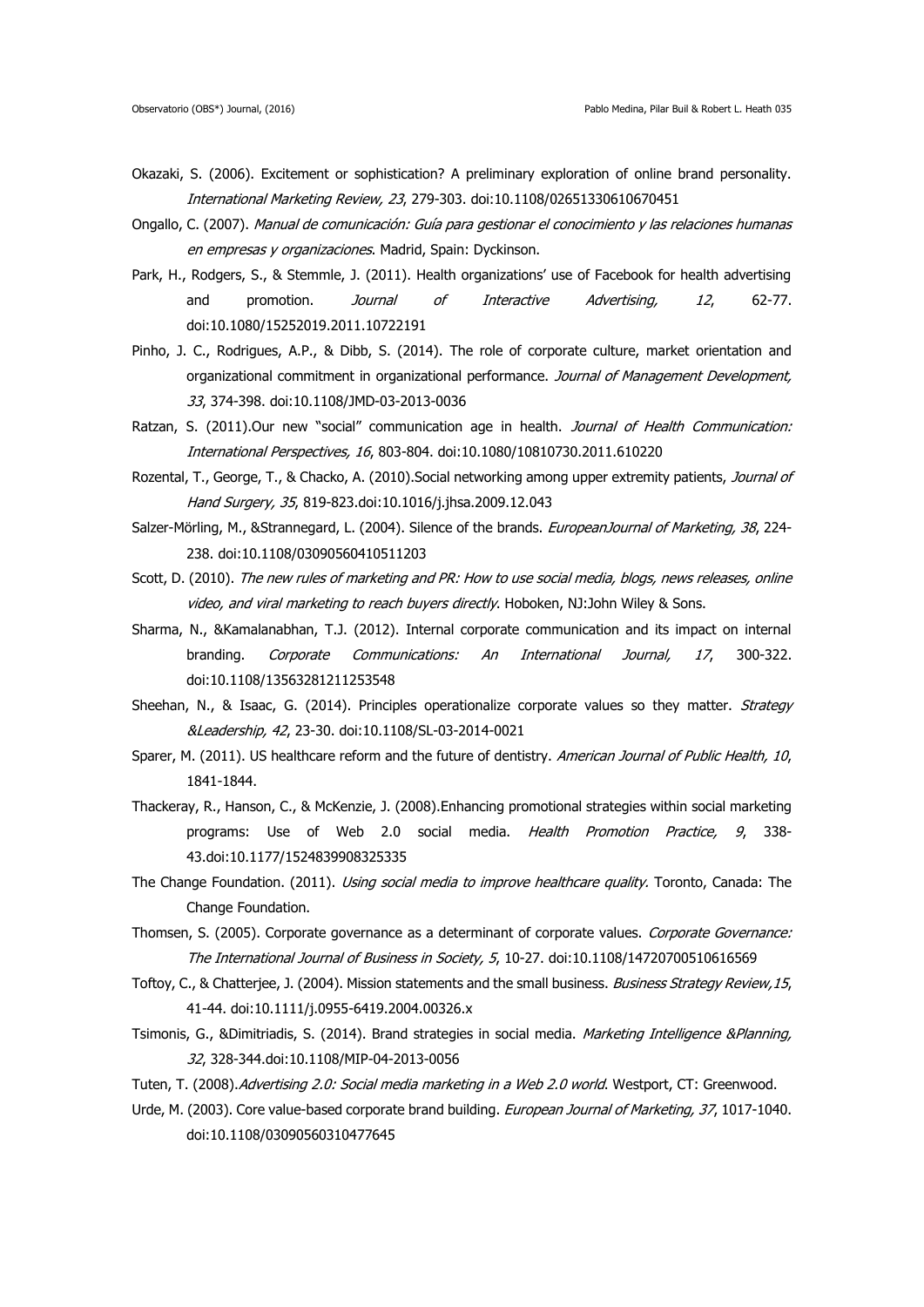Okazaki, S. (2006). Excitement or sophistication? A preliminary exploration of online brand personality. *International Marketing Review, 23*, 279-303. doi:10.1108/02651330610670451

Ongallo, C. (2007). *Manual de comunicación: Guía para gestionar el conocimiento y las relaciones humanas en empresas y organizaciones*. Madrid, Spain: Dyckinson.

Park, H., Rodgers, S., & Stemmle, J. (2011). Health organizations' use of Facebook for health advertising and promotion. *Journal of Interactive Advertising, 12*, 62-77. doi:10.1080/15252019.2011.10722191

Pinho, J. C., Rodrigues, A.P., & Dibb, S. (2014). The role of corporate culture, market orientation and organizational commitment in organizational performance. *Journal of Management Development, 33*, 374-398. doi:10.1108/JMD-03-2013-0036

Ratzan, S. (2011).Our new "social" communication age in health. *Journal of Health Communication: International Perspectives, 16*, 803-804. doi:10.1080/10810730.2011.610220

Rozental, T., George, T., & Chacko, A. (2010).Social networking among upper extremity patients, *Journal of Hand Surgery, 35*, 819-823.doi:10.1016/j.jhsa.2009.12.043

Salzer-Mörling, M., &Strannegard, L. (2004). Silence of the brands. *EuropeanJournal of Marketing, 38*, 224-238. doi:10.1108/03090560410511203

Scott, D. (2010). *The new rules of marketing and PR: How to use social media, blogs, news releases, online video, and viral marketing to reach buyers directly*. Hoboken, NJ:John Wiley & Sons.

Sharma, N., &Kamalanabhan, T.J. (2012). Internal corporate communication and its impact on internal branding. *Corporate Communications: An International Journal, 17*, 300-322. doi:10.1108/13563281211253548

Sheehan, N., & Isaac, G. (2014). Principles operationalize corporate values so they matter. *Strategy &Leadership, 42*, 23-30. doi:10.1108/SL-03-2014-0021

Sparer, M. (2011). US healthcare reform and the future of dentistry. *American Journal of Public Health, 10*, 1841-1844.

Thackeray, R., Hanson, C., & McKenzie, J. (2008).Enhancing promotional strategies within social marketing programs: Use of Web 2.0 social media. *Health Promotion Practice, 9*, 338-43.doi:10.1177/1524839908325335

The Change Foundation. (2011). *Using social media to improve healthcare quality.* Toronto, Canada: The Change Foundation.

Thomsen, S. (2005). Corporate governance as a determinant of corporate values. *Corporate Governance: The International Journal of Business in Society, 5*, 10-27. doi:10.1108/14720700510616569

Toftoy, C., & Chatterjee, J. (2004). Mission statements and the small business. *Business Strategy Review,15*, 41-44. doi:10.1111/j.0955-6419.2004.00326.x

Tsimonis, G., &Dimitriadis, S. (2014). Brand strategies in social media. *Marketing Intelligence &Planning, 32*, 328-344.doi:10.1108/MIP-04-2013-0056

Tuten, T. (2008).*Advertising 2.0: Social media marketing in a Web 2.0 world*. Westport, CT: Greenwood.

Urde, M. (2003). Core value-based corporate brand building. *European Journal of Marketing, 37*, 1017-1040. doi:10.1108/03090560310477645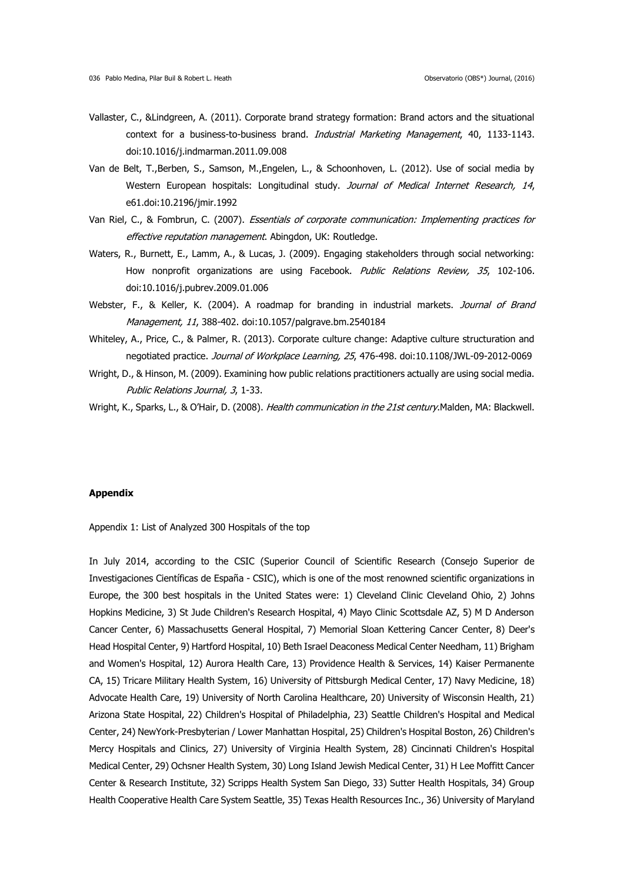Vallaster, C., &Lindgreen, A. (2011). Corporate brand strategy formation: Brand actors and the situational context for a business-to-business brand. *Industrial Marketing Management*, 40, 1133-1143. doi:10.1016/j.indmarman.2011.09.008

Van de Belt, T.,Berben, S., Samson, M.,Engelen, L., & Schoonhoven, L. (2012). Use of social media by Western European hospitals: Longitudinal study. *Journal of Medical Internet Research, 14*, e61.doi:10.2196/jmir.1992

Van Riel, C., & Fombrun, C. (2007). *Essentials of corporate communication: Implementing practices for effective reputation management*. Abingdon, UK: Routledge.

Waters, R., Burnett, E., Lamm, A., & Lucas, J. (2009). Engaging stakeholders through social networking: How nonprofit organizations are using Facebook. *Public Relations Review, 35*, 102-106. doi:10.1016/j.pubrev.2009.01.006

Webster, F., & Keller, K. (2004). A roadmap for branding in industrial markets. *Journal of Brand Management, 11*, 388-402. doi:10.1057/palgrave.bm.2540184

Whiteley, A., Price, C., & Palmer, R. (2013). Corporate culture change: Adaptive culture structuration and negotiated practice. *Journal of Workplace Learning, 25*, 476-498. doi:10.1108/JWL-09-2012-0069

Wright, D., & Hinson, M. (2009). Examining how public relations practitioners actually are using social media. *Public Relations Journal, 3*, 1-33.

Wright, K., Sparks, L., & O'Hair, D. (2008). *Health communication in the 21st century*.Malden, MA: Blackwell.

## Appendix

Appendix 1: List of Analyzed 300 Hospitals of the top

In July 2014, according to the CSIC (Superior Council of Scientific Research (Consejo Superior de Investigaciones Científicas de España - CSIC), which is one of the most renowned scientific organizations in Europe, the 300 best hospitals in the United States were: 1) Cleveland Clinic Cleveland Ohio, 2) Johns Hopkins Medicine, 3) St Jude Children's Research Hospital, 4) Mayo Clinic Scottsdale AZ, 5) M D Anderson Cancer Center, 6) Massachusetts General Hospital, 7) Memorial Sloan Kettering Cancer Center, 8) Deer's Head Hospital Center, 9) Hartford Hospital, 10) Beth Israel Deaconess Medical Center Needham, 11) Brigham and Women's Hospital, 12) Aurora Health Care, 13) Providence Health & Services, 14) Kaiser Permanente CA, 15) Tricare Military Health System, 16) University of Pittsburgh Medical Center, 17) Navy Medicine, 18) Advocate Health Care, 19) University of North Carolina Healthcare, 20) University of Wisconsin Health, 21) Arizona State Hospital, 22) Children's Hospital of Philadelphia, 23) Seattle Children's Hospital and Medical Center, 24) NewYork-Presbyterian / Lower Manhattan Hospital, 25) Children's Hospital Boston, 26) Children's Mercy Hospitals and Clinics, 27) University of Virginia Health System, 28) Cincinnati Children's Hospital Medical Center, 29) Ochsner Health System, 30) Long Island Jewish Medical Center, 31) H Lee Moffitt Cancer Center & Research Institute, 32) Scripps Health System San Diego, 33) Sutter Health Hospitals, 34) Group Health Cooperative Health Care System Seattle, 35) Texas Health Resources Inc., 36) University of Maryland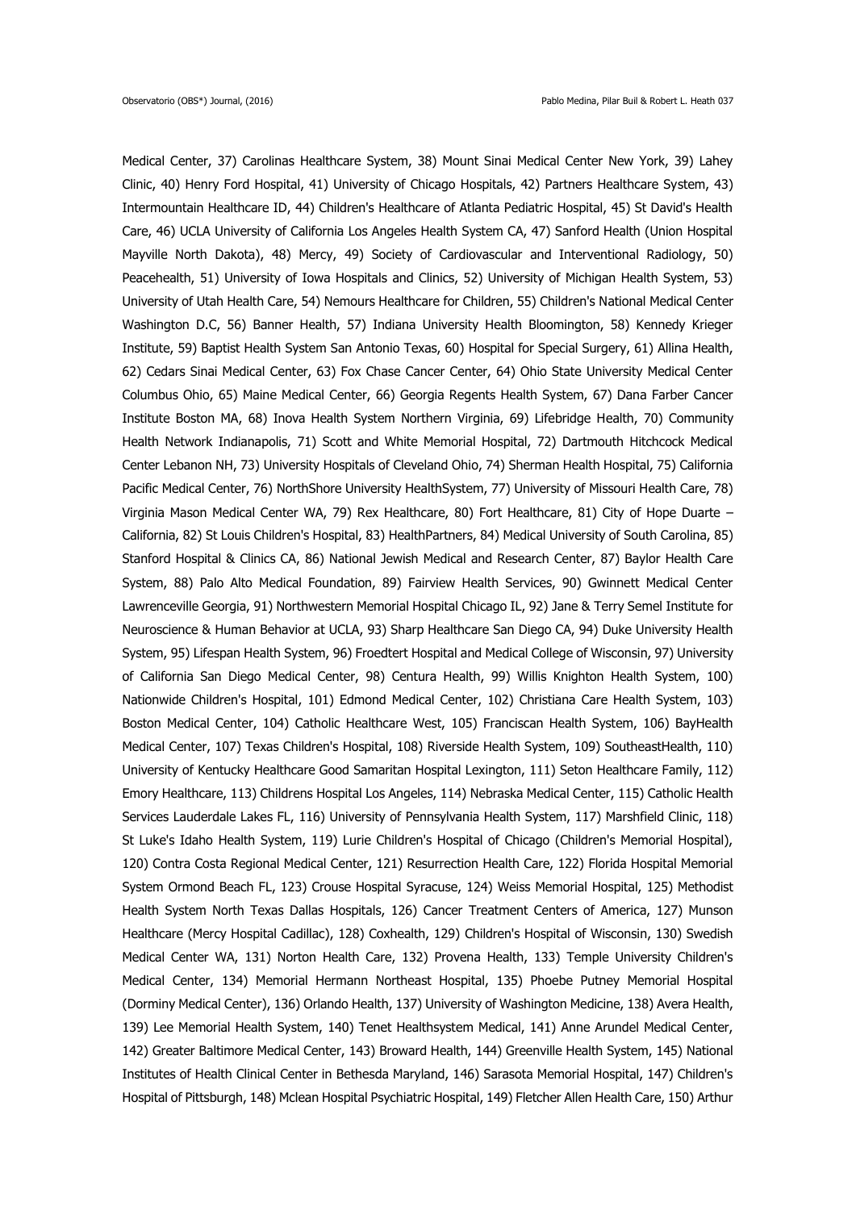Medical Center, 37) Carolinas Healthcare System, 38) Mount Sinai Medical Center New York, 39) Lahey Clinic, 40) Henry Ford Hospital, 41) University of Chicago Hospitals, 42) Partners Healthcare System, 43) Intermountain Healthcare ID, 44) Children's Healthcare of Atlanta Pediatric Hospital, 45) St David's Health Care, 46) UCLA University of California Los Angeles Health System CA, 47) Sanford Health (Union Hospital Mayville North Dakota), 48) Mercy, 49) Society of Cardiovascular and Interventional Radiology, 50) Peacehealth, 51) University of Iowa Hospitals and Clinics, 52) University of Michigan Health System, 53) University of Utah Health Care, 54) Nemours Healthcare for Children, 55) Children's National Medical Center Washington D.C, 56) Banner Health, 57) Indiana University Health Bloomington, 58) Kennedy Krieger Institute, 59) Baptist Health System San Antonio Texas, 60) Hospital for Special Surgery, 61) Allina Health, 62) Cedars Sinai Medical Center, 63) Fox Chase Cancer Center, 64) Ohio State University Medical Center Columbus Ohio, 65) Maine Medical Center, 66) Georgia Regents Health System, 67) Dana Farber Cancer Institute Boston MA, 68) Inova Health System Northern Virginia, 69) Lifebridge Health, 70) Community Health Network Indianapolis, 71) Scott and White Memorial Hospital, 72) Dartmouth Hitchcock Medical Center Lebanon NH, 73) University Hospitals of Cleveland Ohio, 74) Sherman Health Hospital, 75) California Pacific Medical Center, 76) NorthShore University HealthSystem, 77) University of Missouri Health Care, 78) Virginia Mason Medical Center WA, 79) Rex Healthcare, 80) Fort Healthcare, 81) City of Hope Duarte – California, 82) St Louis Children's Hospital, 83) HealthPartners, 84) Medical University of South Carolina, 85) Stanford Hospital & Clinics CA, 86) National Jewish Medical and Research Center, 87) Baylor Health Care System, 88) Palo Alto Medical Foundation, 89) Fairview Health Services, 90) Gwinnett Medical Center Lawrenceville Georgia, 91) Northwestern Memorial Hospital Chicago IL, 92) Jane & Terry Semel Institute for Neuroscience & Human Behavior at UCLA, 93) Sharp Healthcare San Diego CA, 94) Duke University Health System, 95) Lifespan Health System, 96) Froedtert Hospital and Medical College of Wisconsin, 97) University of California San Diego Medical Center, 98) Centura Health, 99) Willis Knighton Health System, 100) Nationwide Children's Hospital, 101) Edmond Medical Center, 102) Christiana Care Health System, 103) Boston Medical Center, 104) Catholic Healthcare West, 105) Franciscan Health System, 106) BayHealth Medical Center, 107) Texas Children's Hospital, 108) Riverside Health System, 109) SoutheastHealth, 110) University of Kentucky Healthcare Good Samaritan Hospital Lexington, 111) Seton Healthcare Family, 112) Emory Healthcare, 113) Childrens Hospital Los Angeles, 114) Nebraska Medical Center, 115) Catholic Health Services Lauderdale Lakes FL, 116) University of Pennsylvania Health System, 117) Marshfield Clinic, 118) St Luke's Idaho Health System, 119) Lurie Children's Hospital of Chicago (Children's Memorial Hospital), 120) Contra Costa Regional Medical Center, 121) Resurrection Health Care, 122) Florida Hospital Memorial System Ormond Beach FL, 123) Crouse Hospital Syracuse, 124) Weiss Memorial Hospital, 125) Methodist Health System North Texas Dallas Hospitals, 126) Cancer Treatment Centers of America, 127) Munson Healthcare (Mercy Hospital Cadillac), 128) Coxhealth, 129) Children's Hospital of Wisconsin, 130) Swedish Medical Center WA, 131) Norton Health Care, 132) Provena Health, 133) Temple University Children's Medical Center, 134) Memorial Hermann Northeast Hospital, 135) Phoebe Putney Memorial Hospital (Dorminy Medical Center), 136) Orlando Health, 137) University of Washington Medicine, 138) Avera Health, 139) Lee Memorial Health System, 140) Tenet Healthsystem Medical, 141) Anne Arundel Medical Center, 142) Greater Baltimore Medical Center, 143) Broward Health, 144) Greenville Health System, 145) National Institutes of Health Clinical Center in Bethesda Maryland, 146) Sarasota Memorial Hospital, 147) Children's Hospital of Pittsburgh, 148) Mclean Hospital Psychiatric Hospital, 149) Fletcher Allen Health Care, 150) Arthur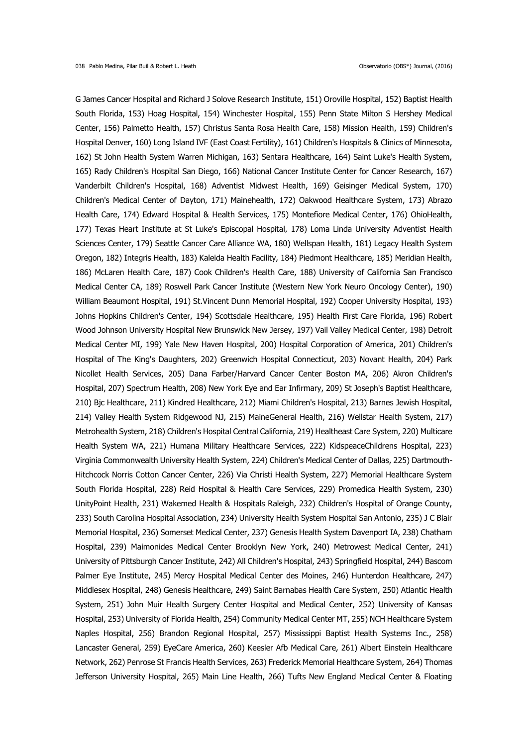G James Cancer Hospital and Richard J Solove Research Institute, 151) Oroville Hospital, 152) Baptist Health South Florida, 153) Hoag Hospital, 154) Winchester Hospital, 155) Penn State Milton S Hershey Medical Center, 156) Palmetto Health, 157) Christus Santa Rosa Health Care, 158) Mission Health, 159) Children's Hospital Denver, 160) Long Island IVF (East Coast Fertility), 161) Children's Hospitals & Clinics of Minnesota, 162) St John Health System Warren Michigan, 163) Sentara Healthcare, 164) Saint Luke's Health System, 165) Rady Children's Hospital San Diego, 166) National Cancer Institute Center for Cancer Research, 167) Vanderbilt Children's Hospital, 168) Adventist Midwest Health, 169) Geisinger Medical System, 170) Children's Medical Center of Dayton, 171) Mainehealth, 172) Oakwood Healthcare System, 173) Abrazo Health Care, 174) Edward Hospital & Health Services, 175) Montefiore Medical Center, 176) OhioHealth, 177) Texas Heart Institute at St Luke's Episcopal Hospital, 178) Loma Linda University Adventist Health Sciences Center, 179) Seattle Cancer Care Alliance WA, 180) Wellspan Health, 181) Legacy Health System Oregon, 182) Integris Health, 183) Kaleida Health Facility, 184) Piedmont Healthcare, 185) Meridian Health, 186) McLaren Health Care, 187) Cook Children's Health Care, 188) University of California San Francisco Medical Center CA, 189) Roswell Park Cancer Institute (Western New York Neuro Oncology Center), 190) William Beaumont Hospital, 191) St.Vincent Dunn Memorial Hospital, 192) Cooper University Hospital, 193) Johns Hopkins Children's Center, 194) Scottsdale Healthcare, 195) Health First Care Florida, 196) Robert Wood Johnson University Hospital New Brunswick New Jersey, 197) Vail Valley Medical Center, 198) Detroit Medical Center MI, 199) Yale New Haven Hospital, 200) Hospital Corporation of America, 201) Children's Hospital of The King's Daughters, 202) Greenwich Hospital Connecticut, 203) Novant Health, 204) Park Nicollet Health Services, 205) Dana Farber/Harvard Cancer Center Boston MA, 206) Akron Children's Hospital, 207) Spectrum Health, 208) New York Eye and Ear Infirmary, 209) St Joseph's Baptist Healthcare, 210) Bjc Healthcare, 211) Kindred Healthcare, 212) Miami Children's Hospital, 213) Barnes Jewish Hospital, 214) Valley Health System Ridgewood NJ, 215) MaineGeneral Health, 216) Wellstar Health System, 217) Metrohealth System, 218) Children's Hospital Central California, 219) Healtheast Care System, 220) Multicare Health System WA, 221) Humana Military Healthcare Services, 222) KidspeaceChildrens Hospital, 223) Virginia Commonwealth University Health System, 224) Children's Medical Center of Dallas, 225) Dartmouth-Hitchcock Norris Cotton Cancer Center, 226) Via Christi Health System, 227) Memorial Healthcare System South Florida Hospital, 228) Reid Hospital & Health Care Services, 229) Promedica Health System, 230) UnityPoint Health, 231) Wakemed Health & Hospitals Raleigh, 232) Children's Hospital of Orange County, 233) South Carolina Hospital Association, 234) University Health System Hospital San Antonio, 235) J C Blair Memorial Hospital, 236) Somerset Medical Center, 237) Genesis Health System Davenport IA, 238) Chatham Hospital, 239) Maimonides Medical Center Brooklyn New York, 240) Metrowest Medical Center, 241) University of Pittsburgh Cancer Institute, 242) All Children's Hospital, 243) Springfield Hospital, 244) Bascom Palmer Eye Institute, 245) Mercy Hospital Medical Center des Moines, 246) Hunterdon Healthcare, 247) Middlesex Hospital, 248) Genesis Healthcare, 249) Saint Barnabas Health Care System, 250) Atlantic Health System, 251) John Muir Health Surgery Center Hospital and Medical Center, 252) University of Kansas Hospital, 253) University of Florida Health, 254) Community Medical Center MT, 255) NCH Healthcare System Naples Hospital, 256) Brandon Regional Hospital, 257) Mississippi Baptist Health Systems Inc., 258) Lancaster General, 259) EyeCare America, 260) Keesler Afb Medical Care, 261) Albert Einstein Healthcare Network, 262) Penrose St Francis Health Services, 263) Frederick Memorial Healthcare System, 264) Thomas Jefferson University Hospital, 265) Main Line Health, 266) Tufts New England Medical Center & Floating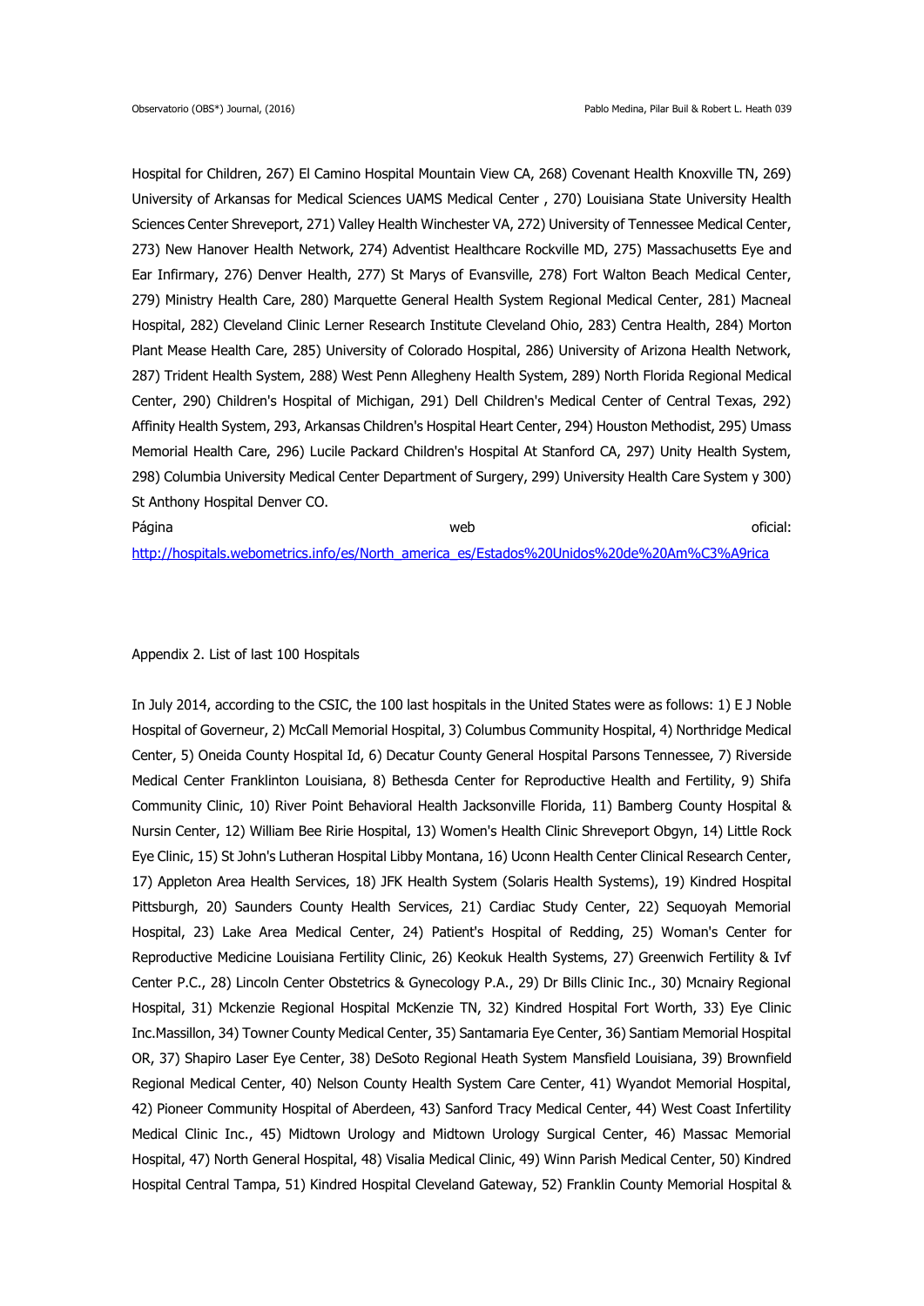Hospital for Children, 267) El Camino Hospital Mountain View CA, 268) Covenant Health Knoxville TN, 269) University of Arkansas for Medical Sciences UAMS Medical Center , 270) Louisiana State University Health Sciences Center Shreveport, 271) Valley Health Winchester VA, 272) University of Tennessee Medical Center, 273) New Hanover Health Network, 274) Adventist Healthcare Rockville MD, 275) Massachusetts Eye and Ear Infirmary, 276) Denver Health, 277) St Marys of Evansville, 278) Fort Walton Beach Medical Center, 279) Ministry Health Care, 280) Marquette General Health System Regional Medical Center, 281) Macneal Hospital, 282) Cleveland Clinic Lerner Research Institute Cleveland Ohio, 283) Centra Health, 284) Morton Plant Mease Health Care, 285) University of Colorado Hospital, 286) University of Arizona Health Network, 287) Trident Health System, 288) West Penn Allegheny Health System, 289) North Florida Regional Medical Center, 290) Children's Hospital of Michigan, 291) Dell Children's Medical Center of Central Texas, 292) Affinity Health System, 293, Arkansas Children's Hospital Heart Center, 294) Houston Methodist, 295) Umass Memorial Health Care, 296) Lucile Packard Children's Hospital At Stanford CA, 297) Unity Health System, 298) Columbia University Medical Center Department of Surgery, 299) University Health Care System y 300) St Anthony Hospital Denver CO.

Página web oficial: http://hospitals.webometrics.info/es/North_america_es/Estados%20Unidos%20de%20Am%C3%A9rica

Appendix 2. List of last 100 Hospitals

In July 2014, according to the CSIC, the 100 last hospitals in the United States were as follows: 1) E J Noble Hospital of Governeur, 2) McCall Memorial Hospital, 3) Columbus Community Hospital, 4) Northridge Medical Center, 5) Oneida County Hospital Id, 6) Decatur County General Hospital Parsons Tennessee, 7) Riverside Medical Center Franklinton Louisiana, 8) Bethesda Center for Reproductive Health and Fertility, 9) Shifa Community Clinic, 10) River Point Behavioral Health Jacksonville Florida, 11) Bamberg County Hospital & Nursin Center, 12) William Bee Ririe Hospital, 13) Women's Health Clinic Shreveport Obgyn, 14) Little Rock Eye Clinic, 15) St John's Lutheran Hospital Libby Montana, 16) Uconn Health Center Clinical Research Center, 17) Appleton Area Health Services, 18) JFK Health System (Solaris Health Systems), 19) Kindred Hospital Pittsburgh, 20) Saunders County Health Services, 21) Cardiac Study Center, 22) Sequoyah Memorial Hospital, 23) Lake Area Medical Center, 24) Patient's Hospital of Redding, 25) Woman's Center for Reproductive Medicine Louisiana Fertility Clinic, 26) Keokuk Health Systems, 27) Greenwich Fertility & Ivf Center P.C., 28) Lincoln Center Obstetrics & Gynecology P.A., 29) Dr Bills Clinic Inc., 30) Mcnairy Regional Hospital, 31) Mckenzie Regional Hospital McKenzie TN, 32) Kindred Hospital Fort Worth, 33) Eye Clinic Inc.Massillon, 34) Towner County Medical Center, 35) Santamaria Eye Center, 36) Santiam Memorial Hospital OR, 37) Shapiro Laser Eye Center, 38) DeSoto Regional Heath System Mansfield Louisiana, 39) Brownfield Regional Medical Center, 40) Nelson County Health System Care Center, 41) Wyandot Memorial Hospital, 42) Pioneer Community Hospital of Aberdeen, 43) Sanford Tracy Medical Center, 44) West Coast Infertility Medical Clinic Inc., 45) Midtown Urology and Midtown Urology Surgical Center, 46) Massac Memorial Hospital, 47) North General Hospital, 48) Visalia Medical Clinic, 49) Winn Parish Medical Center, 50) Kindred Hospital Central Tampa, 51) Kindred Hospital Cleveland Gateway, 52) Franklin County Memorial Hospital &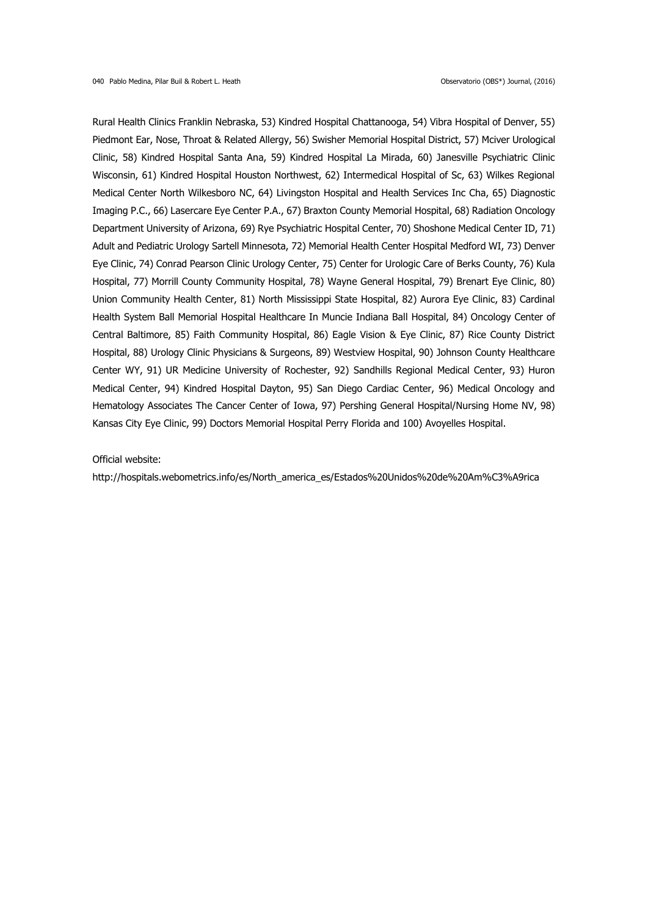Rural Health Clinics Franklin Nebraska, 53) Kindred Hospital Chattanooga, 54) Vibra Hospital of Denver, 55) Piedmont Ear, Nose, Throat & Related Allergy, 56) Swisher Memorial Hospital District, 57) Mciver Urological Clinic, 58) Kindred Hospital Santa Ana, 59) Kindred Hospital La Mirada, 60) Janesville Psychiatric Clinic Wisconsin, 61) Kindred Hospital Houston Northwest, 62) Intermedical Hospital of Sc, 63) Wilkes Regional Medical Center North Wilkesboro NC, 64) Livingston Hospital and Health Services Inc Cha, 65) Diagnostic Imaging P.C., 66) Lasercare Eye Center P.A., 67) Braxton County Memorial Hospital, 68) Radiation Oncology Department University of Arizona, 69) Rye Psychiatric Hospital Center, 70) Shoshone Medical Center ID, 71) Adult and Pediatric Urology Sartell Minnesota, 72) Memorial Health Center Hospital Medford WI, 73) Denver Eye Clinic, 74) Conrad Pearson Clinic Urology Center, 75) Center for Urologic Care of Berks County, 76) Kula Hospital, 77) Morrill County Community Hospital, 78) Wayne General Hospital, 79) Brenart Eye Clinic, 80) Union Community Health Center, 81) North Mississippi State Hospital, 82) Aurora Eye Clinic, 83) Cardinal Health System Ball Memorial Hospital Healthcare In Muncie Indiana Ball Hospital, 84) Oncology Center of Central Baltimore, 85) Faith Community Hospital, 86) Eagle Vision & Eye Clinic, 87) Rice County District Hospital, 88) Urology Clinic Physicians & Surgeons, 89) Westview Hospital, 90) Johnson County Healthcare Center WY, 91) UR Medicine University of Rochester, 92) Sandhills Regional Medical Center, 93) Huron Medical Center, 94) Kindred Hospital Dayton, 95) San Diego Cardiac Center, 96) Medical Oncology and Hematology Associates The Cancer Center of Iowa, 97) Pershing General Hospital/Nursing Home NV, 98) Kansas City Eye Clinic, 99) Doctors Memorial Hospital Perry Florida and 100) Avoyelles Hospital.

Official website:

http://hospitals.webometrics.info/es/North_america_es/Estados%20Unidos%20de%20Am%C3%A9rica